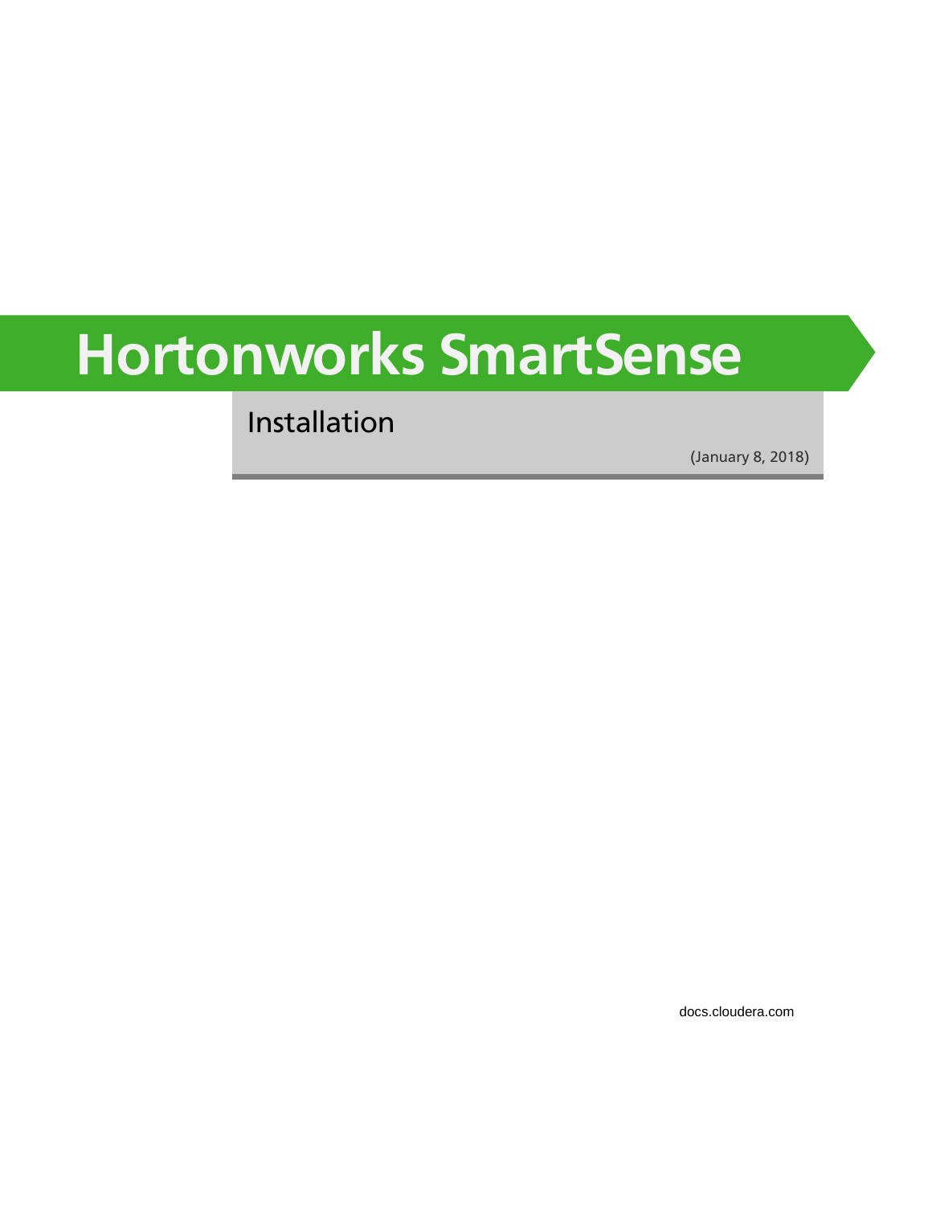# Hortonworks SmartSense

## Installation

(January 8, 2018)

docs.cloudera.com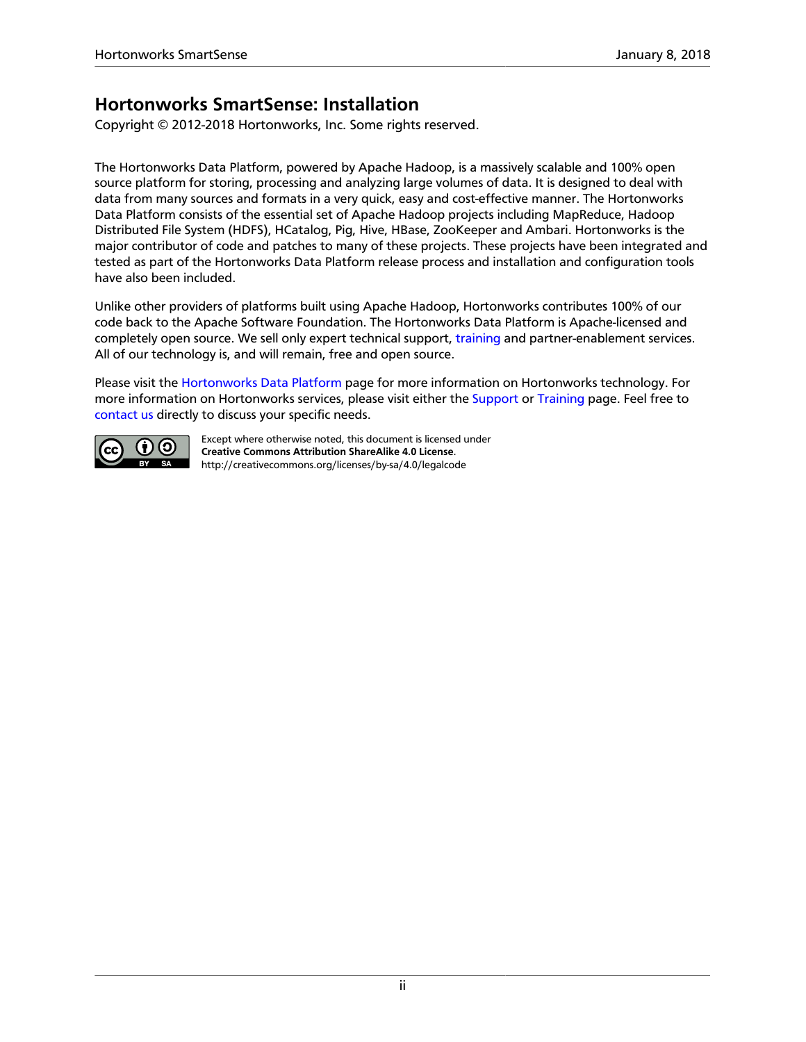# Hortonworks SmartSense: Installation

Copyright © 2012-2018 Hortonworks, Inc. Some rights reserved.

The Hortonworks Data Platform, powered by Apache Hadoop, is a massively scalable and 100% open source platform for storing, processing and analyzing large volumes of data. It is designed to deal with data from many sources and formats in a very quick, easy and cost-effective manner. The Hortonworks Data Platform consists of the essential set of Apache Hadoop projects including MapReduce, Hadoop Distributed File System (HDFS), HCatalog, Pig, Hive, HBase, ZooKeeper and Ambari. Hortonworks is the major contributor of code and patches to many of these projects. These projects have been integrated and tested as part of the Hortonworks Data Platform release process and installation and configuration tools have also been included.

Unlike other providers of platforms built using Apache Hadoop, Hortonworks contributes 100% of our code back to the Apache Software Foundation. The Hortonworks Data Platform is Apache-licensed and completely open source. We sell only expert technical support, training and partner-enablement services. All of our technology is, and will remain, free and open source.

Please visit the Hortonworks Data Platform page for more information on Hortonworks technology. For more information on Hortonworks services, please visit either the Support or Training page. Feel free to contact us directly to discuss your specific needs.

Except where otherwise noted, this document is licensed under **Creative Commons Attribution ShareAlike 4.0 License**.
http://creativecommons.org/licenses/by-sa/4.0/legalcode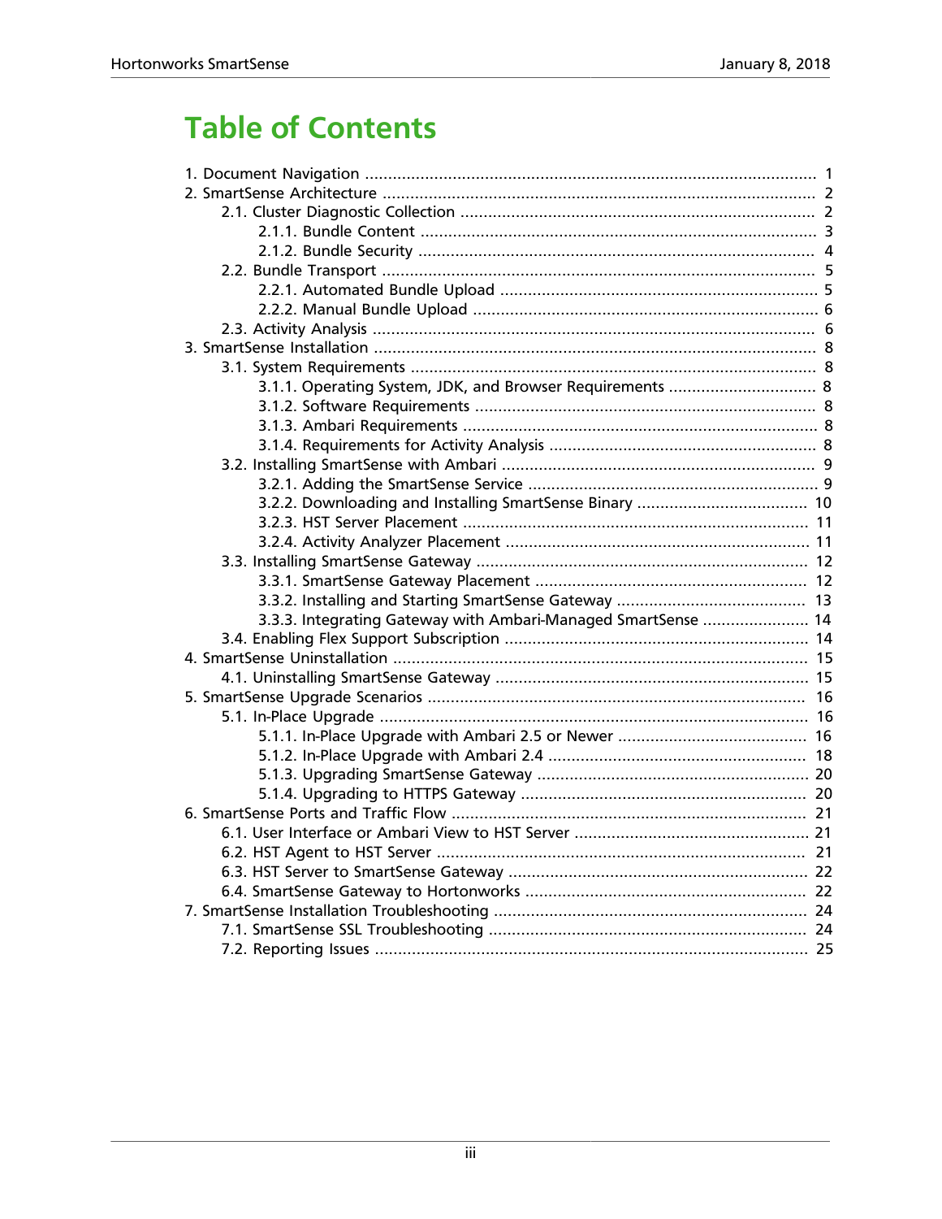# Table of Contents

- 1. Document Navigation ..... 1
- 2. SmartSense Architecture ..... 2
  - 2.1. Cluster Diagnostic Collection ..... 2
    - 2.1.1. Bundle Content ..... 3
    - 2.1.2. Bundle Security ..... 4
  - 2.2. Bundle Transport ..... 5
    - 2.2.1. Automated Bundle Upload ..... 5
    - 2.2.2. Manual Bundle Upload ..... 6
  - 2.3. Activity Analysis ..... 6
- 3. SmartSense Installation ..... 8
  - 3.1. System Requirements ..... 8
    - 3.1.1. Operating System, JDK, and Browser Requirements ..... 8
    - 3.1.2. Software Requirements ..... 8
    - 3.1.3. Ambari Requirements ..... 8
    - 3.1.4. Requirements for Activity Analysis ..... 8
  - 3.2. Installing SmartSense with Ambari ..... 9
    - 3.2.1. Adding the SmartSense Service ..... 9
    - 3.2.2. Downloading and Installing SmartSense Binary ..... 10
    - 3.2.3. HST Server Placement ..... 11
    - 3.2.4. Activity Analyzer Placement ..... 11
  - 3.3. Installing SmartSense Gateway ..... 12
    - 3.3.1. SmartSense Gateway Placement ..... 12
    - 3.3.2. Installing and Starting SmartSense Gateway ..... 13
    - 3.3.3. Integrating Gateway with Ambari-Managed SmartSense ..... 14
  - 3.4. Enabling Flex Support Subscription ..... 14
- 4. SmartSense Uninstallation ..... 15
  - 4.1. Uninstalling SmartSense Gateway ..... 15
- 5. SmartSense Upgrade Scenarios ..... 16
  - 5.1. In-Place Upgrade ..... 16
    - 5.1.1. In-Place Upgrade with Ambari 2.5 or Newer ..... 16
    - 5.1.2. In-Place Upgrade with Ambari 2.4 ..... 18
    - 5.1.3. Upgrading SmartSense Gateway ..... 20
    - 5.1.4. Upgrading to HTTPS Gateway ..... 20
- 6. SmartSense Ports and Traffic Flow ..... 21
  - 6.1. User Interface or Ambari View to HST Server ..... 21
  - 6.2. HST Agent to HST Server ..... 21
  - 6.3. HST Server to SmartSense Gateway ..... 22
  - 6.4. SmartSense Gateway to Hortonworks ..... 22
- 7. SmartSense Installation Troubleshooting ..... 24
  - 7.1. SmartSense SSL Troubleshooting ..... 24
  - 7.2. Reporting Issues ..... 25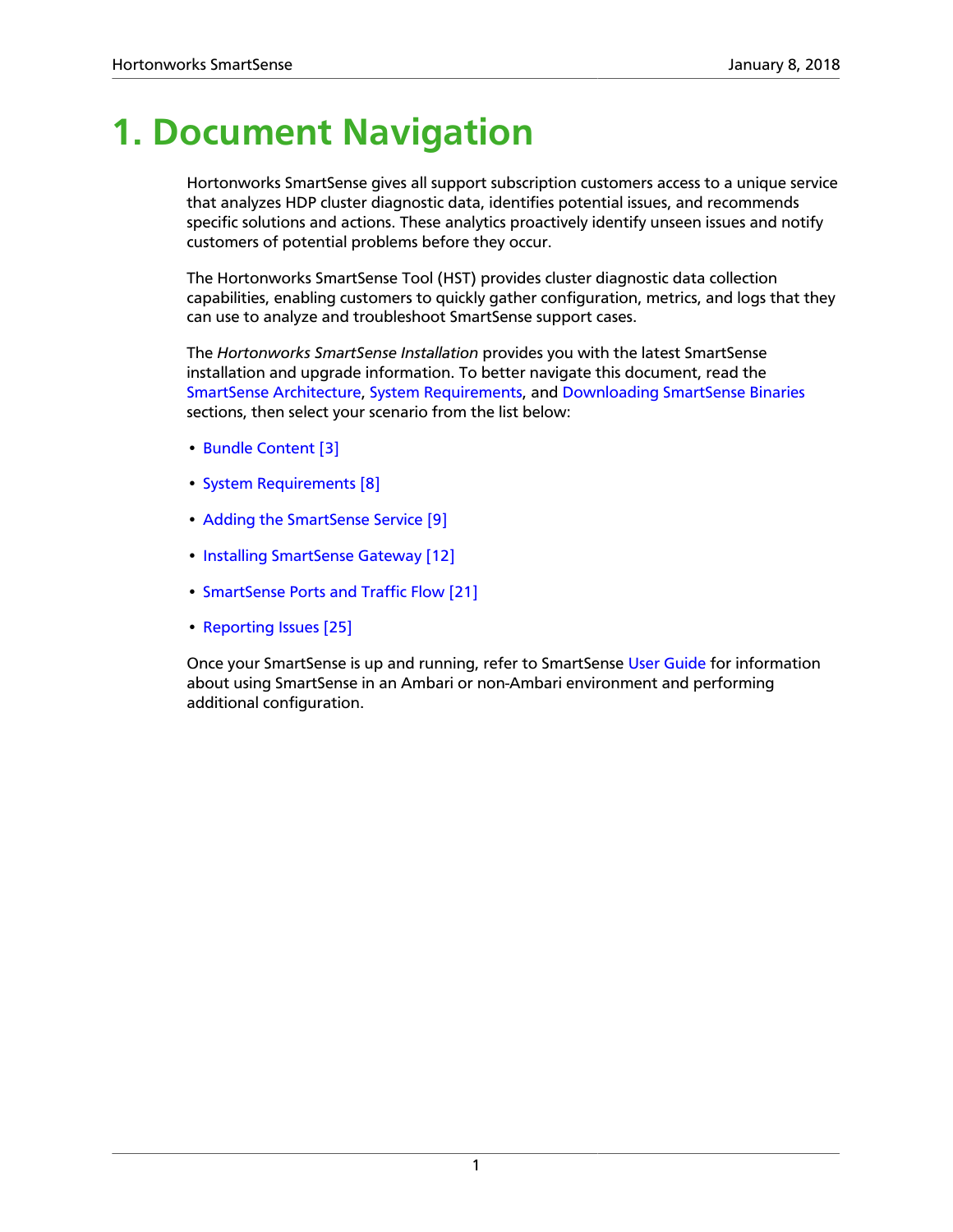# 1. Document Navigation

Hortonworks SmartSense gives all support subscription customers access to a unique service that analyzes HDP cluster diagnostic data, identifies potential issues, and recommends specific solutions and actions. These analytics proactively identify unseen issues and notify customers of potential problems before they occur.

The Hortonworks SmartSense Tool (HST) provides cluster diagnostic data collection capabilities, enabling customers to quickly gather configuration, metrics, and logs that they can use to analyze and troubleshoot SmartSense support cases.

The *Hortonworks SmartSense Installation* provides you with the latest SmartSense installation and upgrade information. To better navigate this document, read the SmartSense Architecture, System Requirements, and Downloading SmartSense Binaries sections, then select your scenario from the list below:

- Bundle Content [3]
- System Requirements [8]
- Adding the SmartSense Service [9]
- Installing SmartSense Gateway [12]
- SmartSense Ports and Traffic Flow [21]
- Reporting Issues [25]

Once your SmartSense is up and running, refer to SmartSense User Guide for information about using SmartSense in an Ambari or non-Ambari environment and performing additional configuration.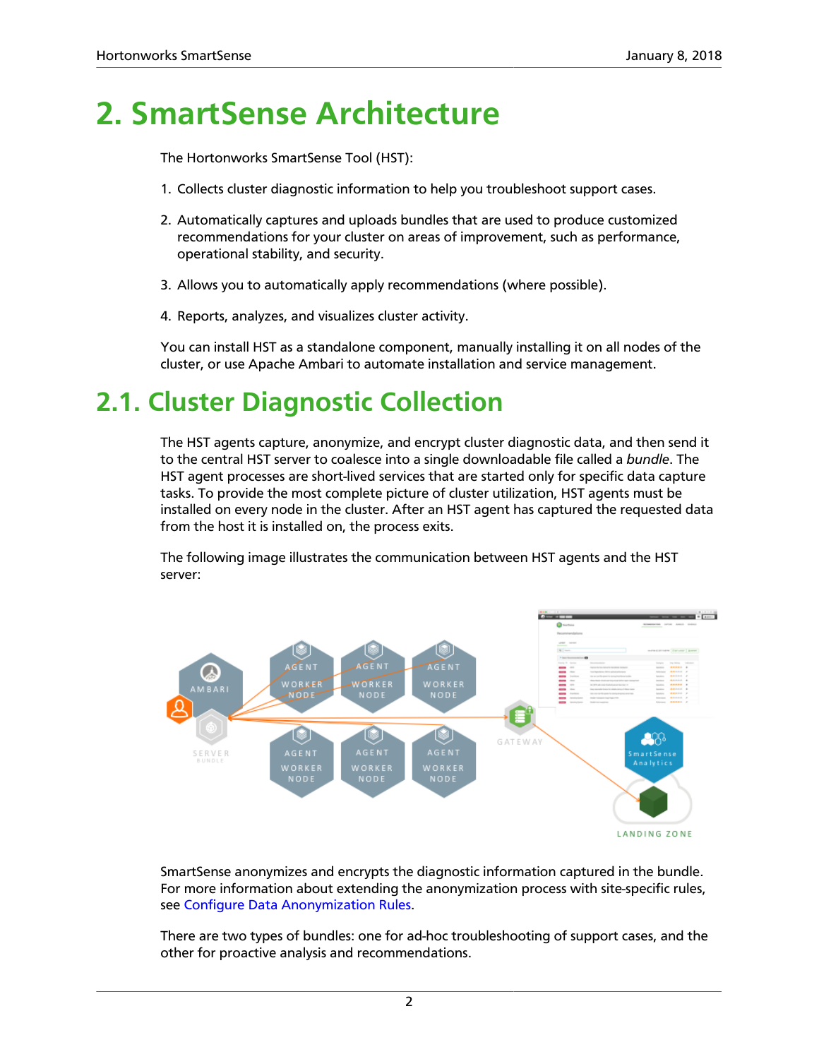# 2. SmartSense Architecture

The Hortonworks SmartSense Tool (HST):

1. Collects cluster diagnostic information to help you troubleshoot support cases.
2. Automatically captures and uploads bundles that are used to produce customized recommendations for your cluster on areas of improvement, such as performance, operational stability, and security.
3. Allows you to automatically apply recommendations (where possible).
4. Reports, analyzes, and visualizes cluster activity.

You can install HST as a standalone component, manually installing it on all nodes of the cluster, or use Apache Ambari to automate installation and service management.

## 2.1. Cluster Diagnostic Collection

The HST agents capture, anonymize, and encrypt cluster diagnostic data, and then send it to the central HST server to coalesce into a single downloadable file called a *bundle*. The HST agent processes are short-lived services that are started only for specific data capture tasks. To provide the most complete picture of cluster utilization, HST agents must be installed on every node in the cluster. After an HST agent has captured the requested data from the host it is installed on, the process exits.

The following image illustrates the communication between HST agents and the HST server:

SmartSense anonymizes and encrypts the diagnostic information captured in the bundle. For more information about extending the anonymization process with site-specific rules, see Configure Data Anonymization Rules.

There are two types of bundles: one for ad-hoc troubleshooting of support cases, and the other for proactive analysis and recommendations.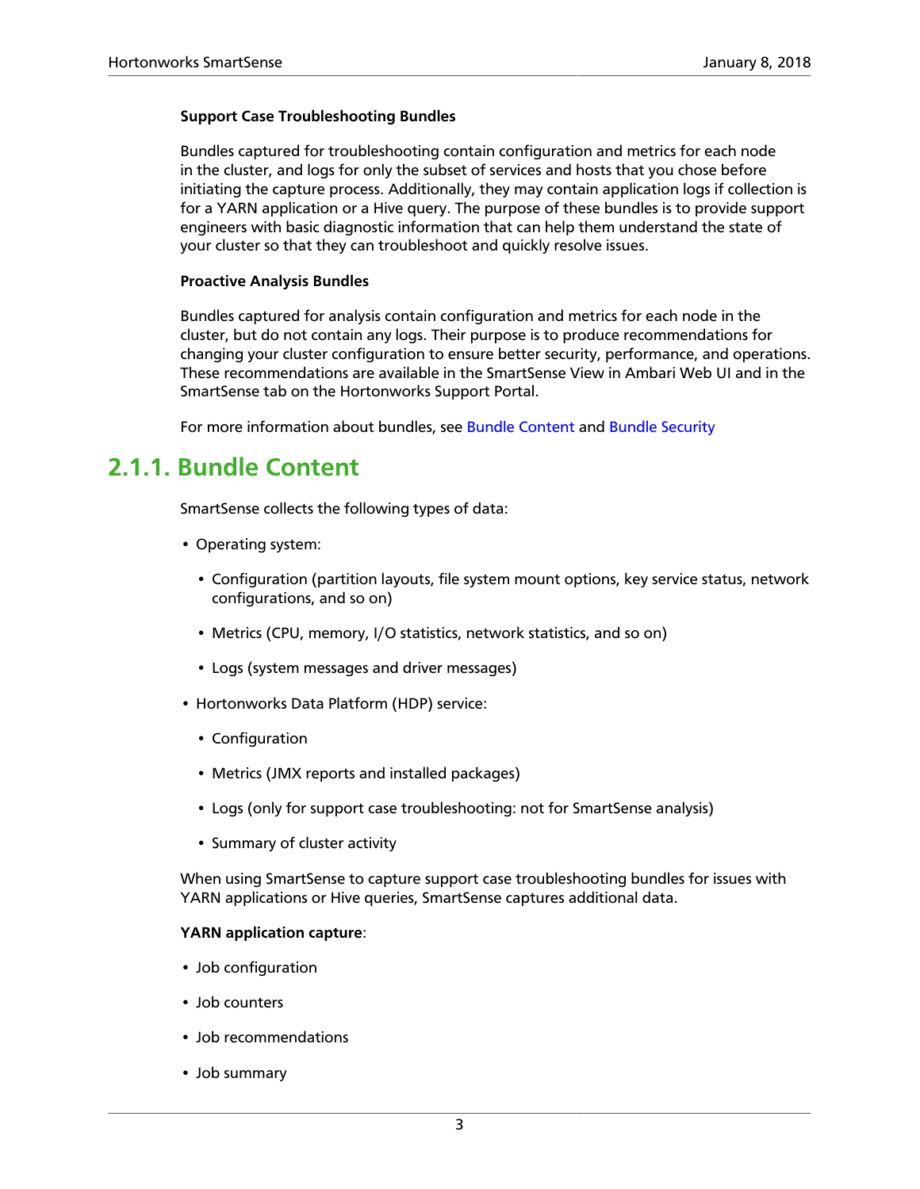**Support Case Troubleshooting Bundles**

Bundles captured for troubleshooting contain configuration and metrics for each node in the cluster, and logs for only the subset of services and hosts that you chose before initiating the capture process. Additionally, they may contain application logs if collection is for a YARN application or a Hive query. The purpose of these bundles is to provide support engineers with basic diagnostic information that can help them understand the state of your cluster so that they can troubleshoot and quickly resolve issues.

**Proactive Analysis Bundles**

Bundles captured for analysis contain configuration and metrics for each node in the cluster, but do not contain any logs. Their purpose is to produce recommendations for changing your cluster configuration to ensure better security, performance, and operations. These recommendations are available in the SmartSense View in Ambari Web UI and in the SmartSense tab on the Hortonworks Support Portal.

For more information about bundles, see Bundle Content and Bundle Security

## 2.1.1. Bundle Content

SmartSense collects the following types of data:

- Operating system:
  - Configuration (partition layouts, file system mount options, key service status, network configurations, and so on)
  - Metrics (CPU, memory, I/O statistics, network statistics, and so on)
  - Logs (system messages and driver messages)
- Hortonworks Data Platform (HDP) service:
  - Configuration
  - Metrics (JMX reports and installed packages)
  - Logs (only for support case troubleshooting: not for SmartSense analysis)
  - Summary of cluster activity

When using SmartSense to capture support case troubleshooting bundles for issues with YARN applications or Hive queries, SmartSense captures additional data.

**YARN application capture**:

- Job configuration
- Job counters
- Job recommendations
- Job summary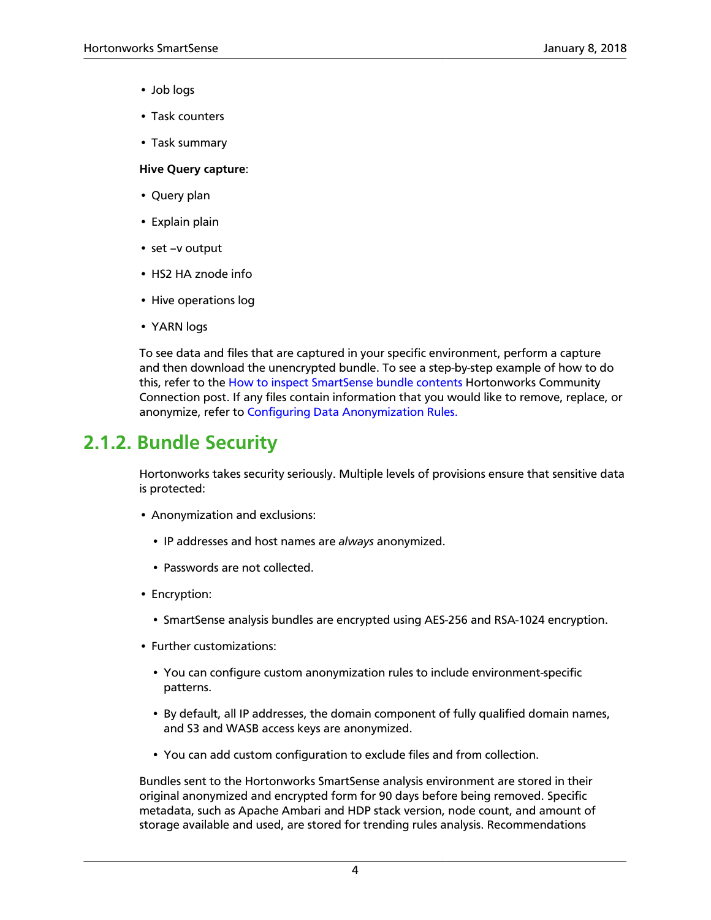- Job logs
- Task counters
- Task summary

**Hive Query capture**:

- Query plan
- Explain plain
- set –v output
- HS2 HA znode info
- Hive operations log
- YARN logs

To see data and files that are captured in your specific environment, perform a capture and then download the unencrypted bundle. To see a step-by-step example of how to do this, refer to the How to inspect SmartSense bundle contents Hortonworks Community Connection post. If any files contain information that you would like to remove, replace, or anonymize, refer to Configuring Data Anonymization Rules.

## 2.1.2. Bundle Security

Hortonworks takes security seriously. Multiple levels of provisions ensure that sensitive data is protected:

- Anonymization and exclusions:
  - IP addresses and host names are *always* anonymized.
  - Passwords are not collected.
- Encryption:
  - SmartSense analysis bundles are encrypted using AES-256 and RSA-1024 encryption.
- Further customizations:
  - You can configure custom anonymization rules to include environment-specific patterns.
  - By default, all IP addresses, the domain component of fully qualified domain names, and S3 and WASB access keys are anonymized.
  - You can add custom configuration to exclude files and from collection.

Bundles sent to the Hortonworks SmartSense analysis environment are stored in their original anonymized and encrypted form for 90 days before being removed. Specific metadata, such as Apache Ambari and HDP stack version, node count, and amount of storage available and used, are stored for trending rules analysis. Recommendations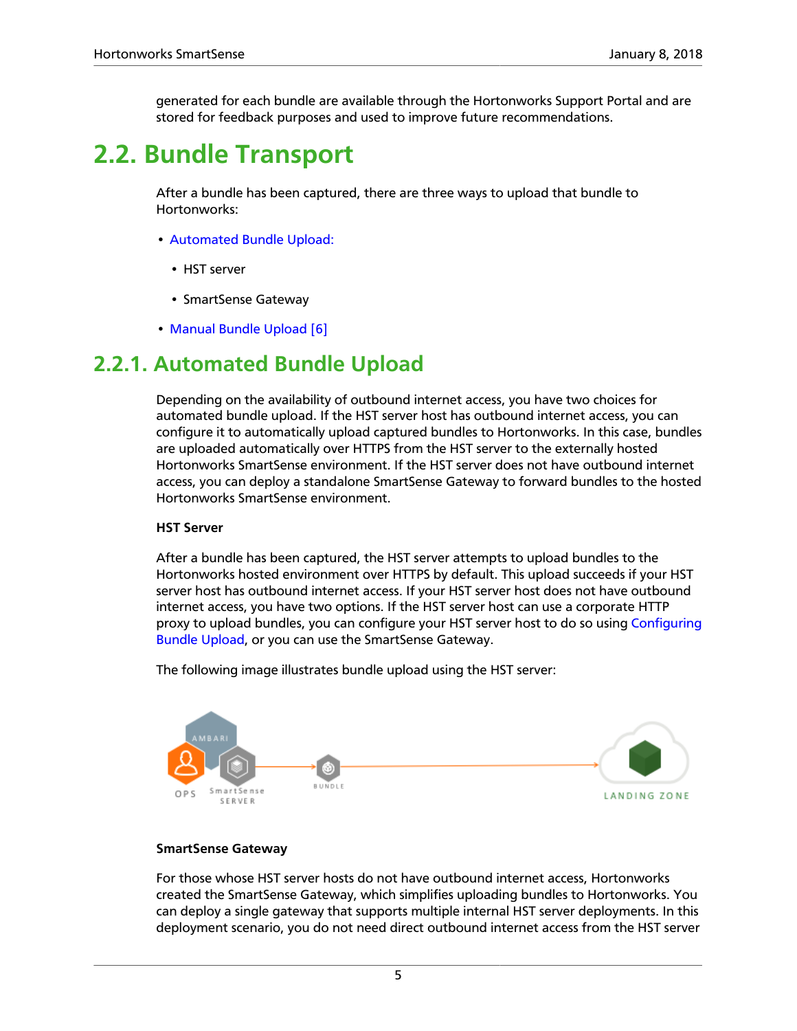generated for each bundle are available through the Hortonworks Support Portal and are stored for feedback purposes and used to improve future recommendations.

## 2.2. Bundle Transport

After a bundle has been captured, there are three ways to upload that bundle to Hortonworks:

- Automated Bundle Upload:
  - HST server
  - SmartSense Gateway
- Manual Bundle Upload [6]

### 2.2.1. Automated Bundle Upload

Depending on the availability of outbound internet access, you have two choices for automated bundle upload. If the HST server host has outbound internet access, you can configure it to automatically upload captured bundles to Hortonworks. In this case, bundles are uploaded automatically over HTTPS from the HST server to the externally hosted Hortonworks SmartSense environment. If the HST server does not have outbound internet access, you can deploy a standalone SmartSense Gateway to forward bundles to the hosted Hortonworks SmartSense environment.

**HST Server**

After a bundle has been captured, the HST server attempts to upload bundles to the Hortonworks hosted environment over HTTPS by default. This upload succeeds if your HST server host has outbound internet access. If your HST server host does not have outbound internet access, you have two options. If the HST server host can use a corporate HTTP proxy to upload bundles, you can configure your HST server host to do so using Configuring Bundle Upload, or you can use the SmartSense Gateway.

The following image illustrates bundle upload using the HST server:

**SmartSense Gateway**

For those whose HST server hosts do not have outbound internet access, Hortonworks created the SmartSense Gateway, which simplifies uploading bundles to Hortonworks. You can deploy a single gateway that supports multiple internal HST server deployments. In this deployment scenario, you do not need direct outbound internet access from the HST server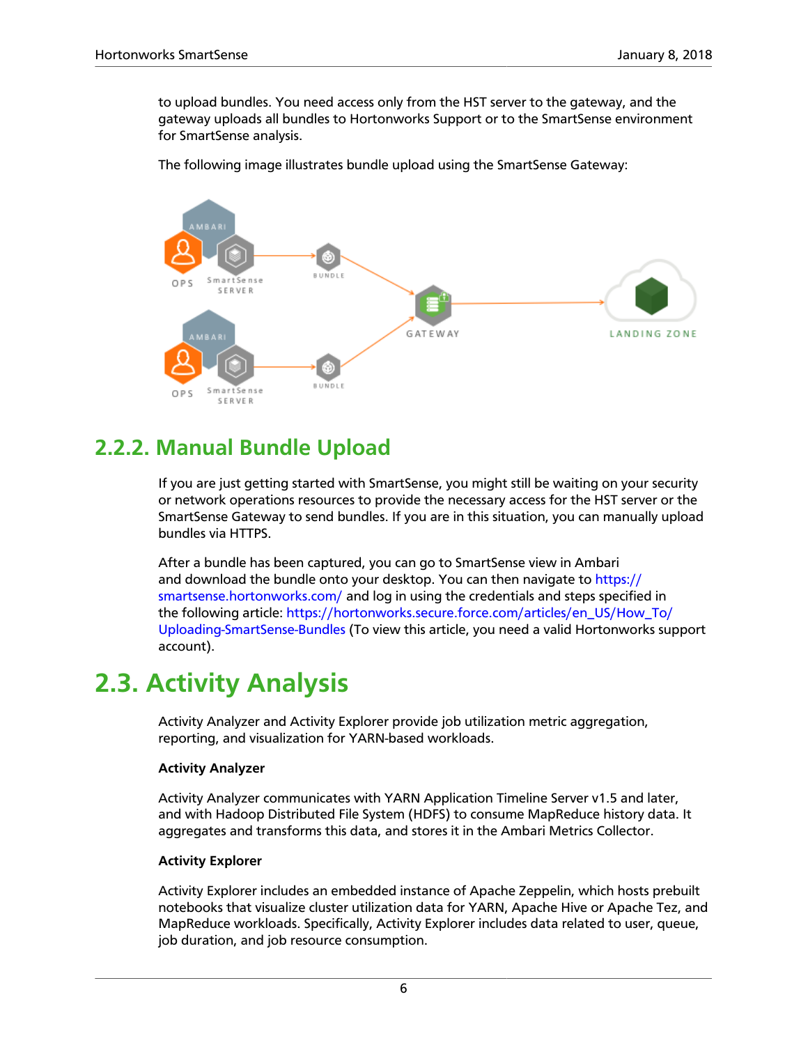to upload bundles. You need access only from the HST server to the gateway, and the gateway uploads all bundles to Hortonworks Support or to the SmartSense environment for SmartSense analysis.

The following image illustrates bundle upload using the SmartSense Gateway:

## 2.2.2. Manual Bundle Upload

If you are just getting started with SmartSense, you might still be waiting on your security or network operations resources to provide the necessary access for the HST server or the SmartSense Gateway to send bundles. If you are in this situation, you can manually upload bundles via HTTPS.

After a bundle has been captured, you can go to SmartSense view in Ambari and download the bundle onto your desktop. You can then navigate to https://smartsense.hortonworks.com/ and log in using the credentials and steps specified in the following article: https://hortonworks.secure.force.com/articles/en_US/How_To/Uploading-SmartSense-Bundles (To view this article, you need a valid Hortonworks support account).

# 2.3. Activity Analysis

Activity Analyzer and Activity Explorer provide job utilization metric aggregation, reporting, and visualization for YARN-based workloads.

**Activity Analyzer**

Activity Analyzer communicates with YARN Application Timeline Server v1.5 and later, and with Hadoop Distributed File System (HDFS) to consume MapReduce history data. It aggregates and transforms this data, and stores it in the Ambari Metrics Collector.

**Activity Explorer**

Activity Explorer includes an embedded instance of Apache Zeppelin, which hosts prebuilt notebooks that visualize cluster utilization data for YARN, Apache Hive or Apache Tez, and MapReduce workloads. Specifically, Activity Explorer includes data related to user, queue, job duration, and job resource consumption.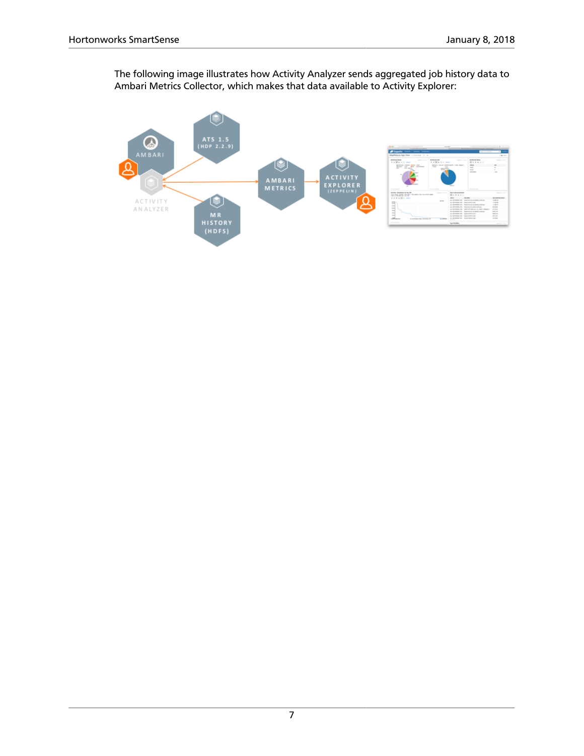The following image illustrates how Activity Analyzer sends aggregated job history data to Ambari Metrics Collector, which makes that data available to Activity Explorer: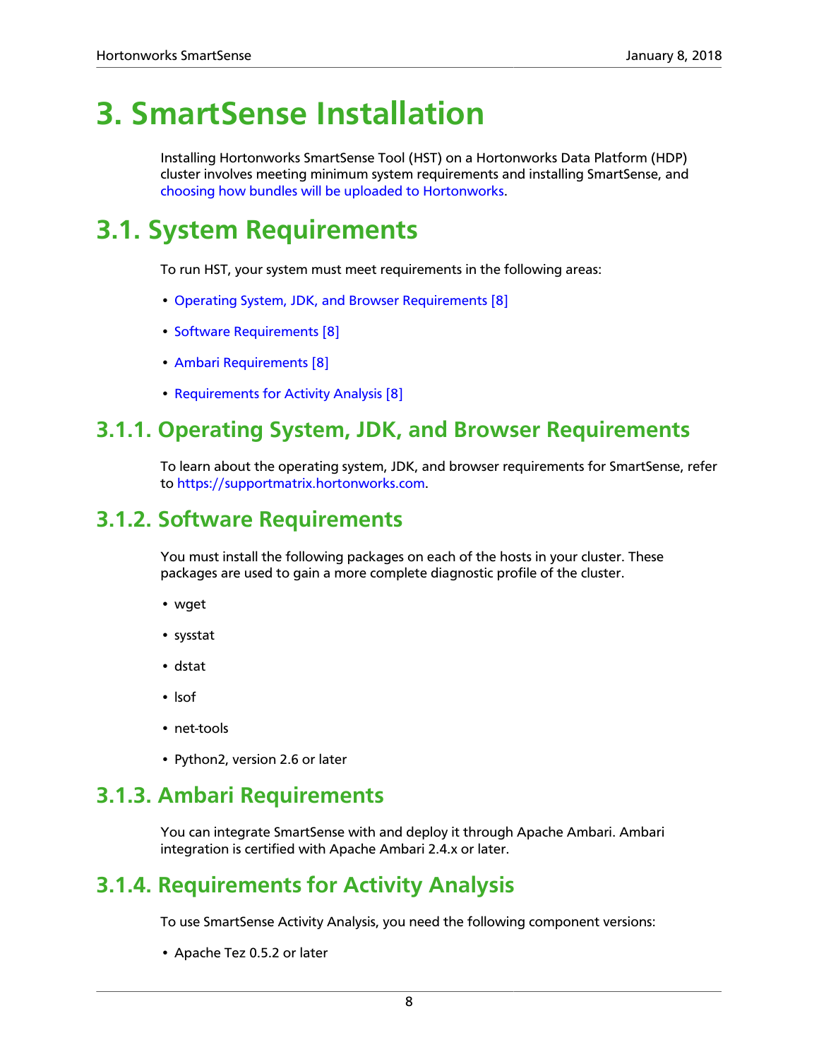# 3. SmartSense Installation

Installing Hortonworks SmartSense Tool (HST) on a Hortonworks Data Platform (HDP) cluster involves meeting minimum system requirements and installing SmartSense, and choosing how bundles will be uploaded to Hortonworks.

# 3.1. System Requirements

To run HST, your system must meet requirements in the following areas:

- Operating System, JDK, and Browser Requirements [8]
- Software Requirements [8]
- Ambari Requirements [8]
- Requirements for Activity Analysis [8]

## 3.1.1. Operating System, JDK, and Browser Requirements

To learn about the operating system, JDK, and browser requirements for SmartSense, refer to https://supportmatrix.hortonworks.com.

## 3.1.2. Software Requirements

You must install the following packages on each of the hosts in your cluster. These packages are used to gain a more complete diagnostic profile of the cluster.

- wget
- sysstat
- dstat
- lsof
- net-tools
- Python2, version 2.6 or later

## 3.1.3. Ambari Requirements

You can integrate SmartSense with and deploy it through Apache Ambari. Ambari integration is certified with Apache Ambari 2.4.x or later.

## 3.1.4. Requirements for Activity Analysis

To use SmartSense Activity Analysis, you need the following component versions:

- Apache Tez 0.5.2 or later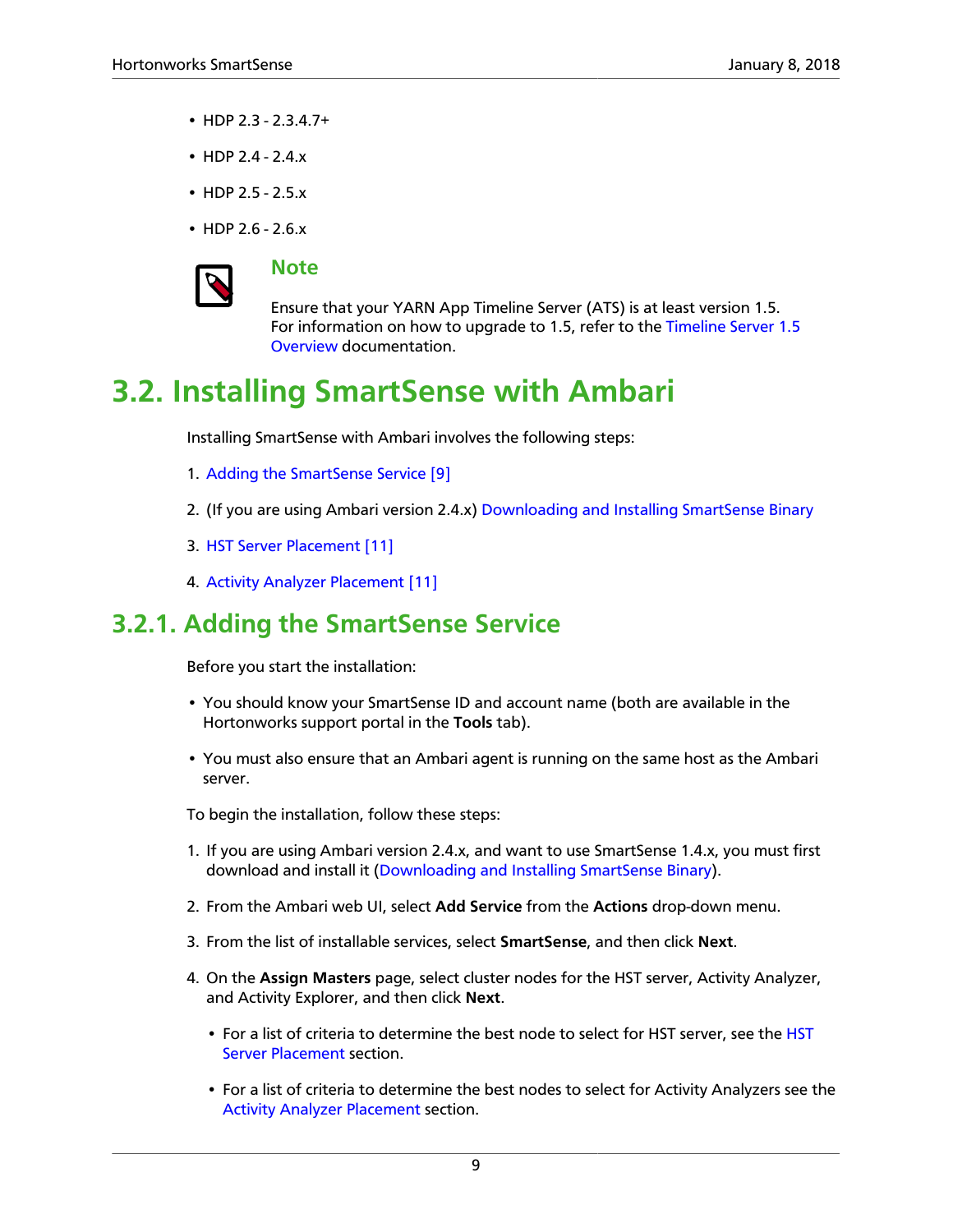- HDP 2.3 - 2.3.4.7+
- HDP 2.4 - 2.4.x
- HDP 2.5 - 2.5.x
- HDP 2.6 - 2.6.x

> **Note**
>
> Ensure that your YARN App Timeline Server (ATS) is at least version 1.5. For information on how to upgrade to 1.5, refer to the Timeline Server 1.5 Overview documentation.

# 3.2. Installing SmartSense with Ambari

Installing SmartSense with Ambari involves the following steps:

1. Adding the SmartSense Service [9]
2. (If you are using Ambari version 2.4.x) Downloading and Installing SmartSense Binary
3. HST Server Placement [11]
4. Activity Analyzer Placement [11]

## 3.2.1. Adding the SmartSense Service

Before you start the installation:

- You should know your SmartSense ID and account name (both are available in the Hortonworks support portal in the **Tools** tab).
- You must also ensure that an Ambari agent is running on the same host as the Ambari server.

To begin the installation, follow these steps:

1. If you are using Ambari version 2.4.x, and want to use SmartSense 1.4.x, you must first download and install it (Downloading and Installing SmartSense Binary).
2. From the Ambari web UI, select **Add Service** from the **Actions** drop-down menu.
3. From the list of installable services, select **SmartSense**, and then click **Next**.
4. On the **Assign Masters** page, select cluster nodes for the HST server, Activity Analyzer, and Activity Explorer, and then click **Next**.
    - For a list of criteria to determine the best node to select for HST server, see the HST Server Placement section.
    - For a list of criteria to determine the best nodes to select for Activity Analyzers see the Activity Analyzer Placement section.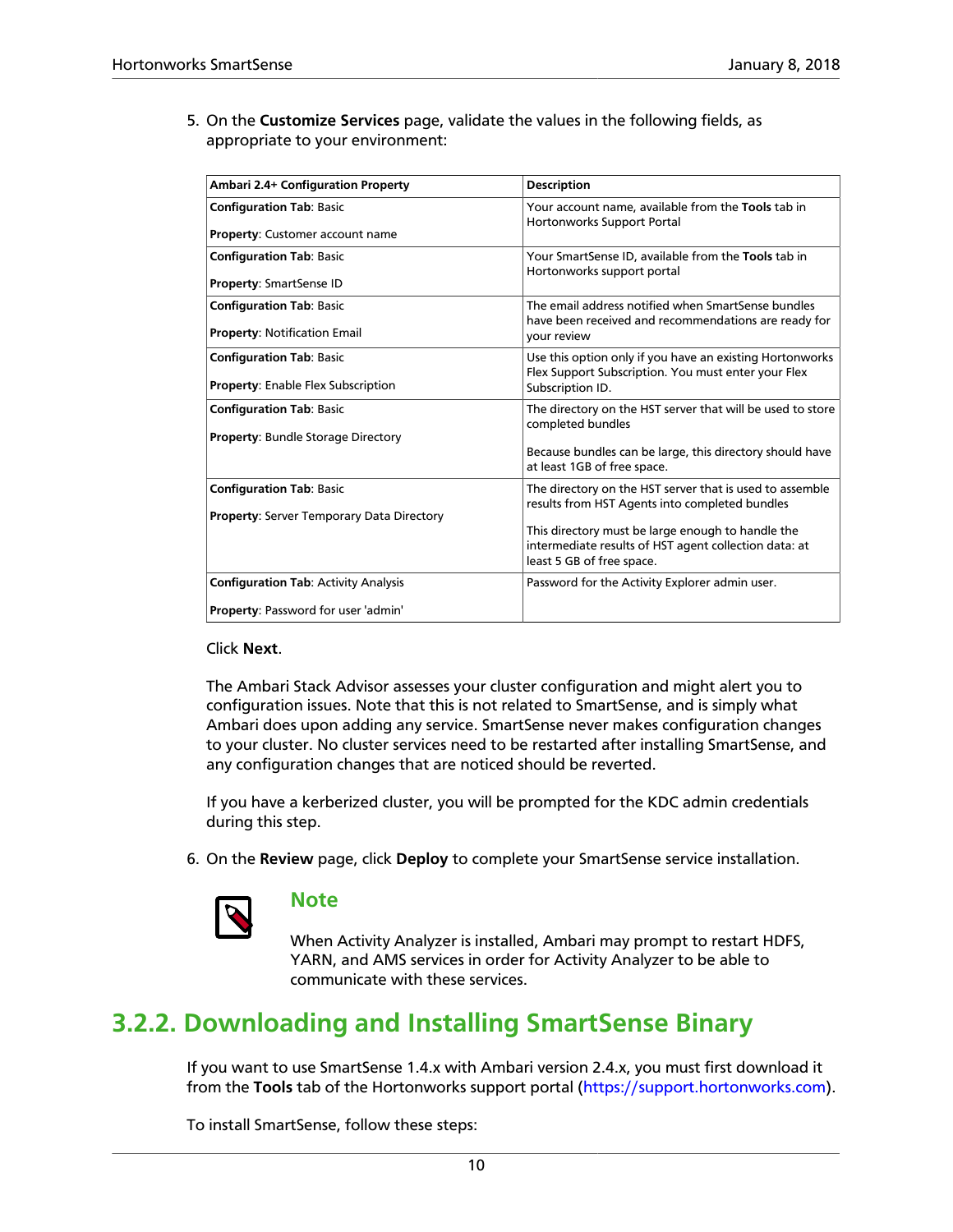5. On the **Customize Services** page, validate the values in the following fields, as appropriate to your environment:

| Ambari 2.4+ Configuration Property | Description |
| --- | --- |
| **Configuration Tab**: Basic<br><br>**Property**: Customer account name | Your account name, available from the **Tools** tab in Hortonworks Support Portal |
| **Configuration Tab**: Basic<br><br>**Property**: SmartSense ID | Your SmartSense ID, available from the **Tools** tab in Hortonworks support portal |
| **Configuration Tab**: Basic<br><br>**Property**: Notification Email | The email address notified when SmartSense bundles have been received and recommendations are ready for your review |
| **Configuration Tab**: Basic<br><br>**Property**: Enable Flex Subscription | Use this option only if you have an existing Hortonworks Flex Support Subscription. You must enter your Flex Subscription ID. |
| **Configuration Tab**: Basic<br><br>**Property**: Bundle Storage Directory | The directory on the HST server that will be used to store completed bundles<br><br>Because bundles can be large, this directory should have at least 1GB of free space. |
| **Configuration Tab**: Basic<br><br>**Property**: Server Temporary Data Directory | The directory on the HST server that is used to assemble results from HST Agents into completed bundles<br><br>This directory must be large enough to handle the intermediate results of HST agent collection data: at least 5 GB of free space. |
| **Configuration Tab**: Activity Analysis<br><br>**Property**: Password for user 'admin' | Password for the Activity Explorer admin user. |

Click **Next**.

The Ambari Stack Advisor assesses your cluster configuration and might alert you to configuration issues. Note that this is not related to SmartSense, and is simply what Ambari does upon adding any service. SmartSense never makes configuration changes to your cluster. No cluster services need to be restarted after installing SmartSense, and any configuration changes that are noticed should be reverted.

If you have a kerberized cluster, you will be prompted for the KDC admin credentials during this step.

6. On the **Review** page, click **Deploy** to complete your SmartSense service installation.

> **Note**
>
> When Activity Analyzer is installed, Ambari may prompt to restart HDFS, YARN, and AMS services in order for Activity Analyzer to be able to communicate with these services.

## 3.2.2. Downloading and Installing SmartSense Binary

If you want to use SmartSense 1.4.x with Ambari version 2.4.x, you must first download it from the **Tools** tab of the Hortonworks support portal (https://support.hortonworks.com).

To install SmartSense, follow these steps: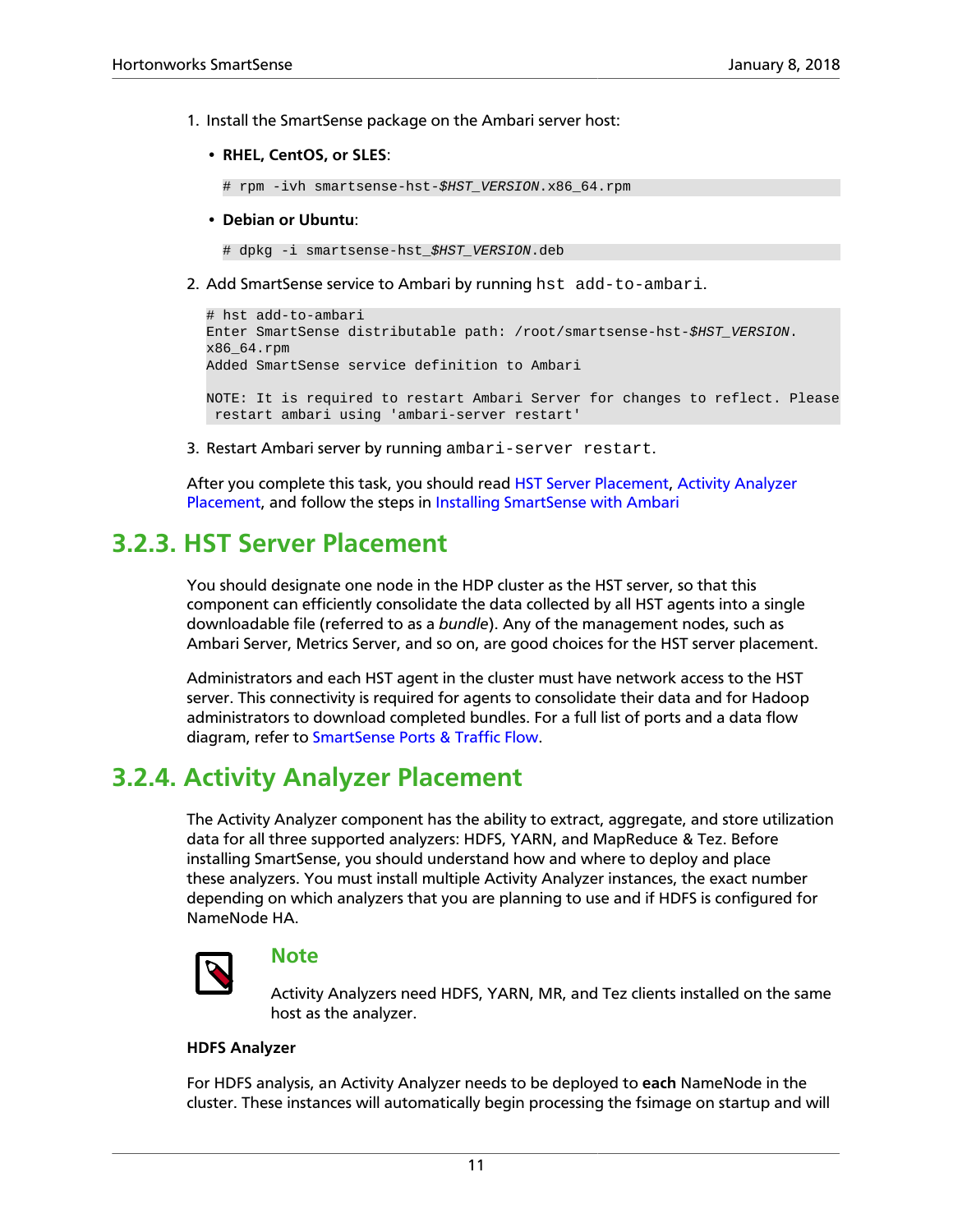1. Install the SmartSense package on the Ambari server host:

   - **RHEL, CentOS, or SLES**:

     ```
     # rpm -ivh smartsense-hst-$HST_VERSION.x86_64.rpm
     ```

   - **Debian or Ubuntu**:

     ```
     # dpkg -i smartsense-hst_$HST_VERSION.deb
     ```

2. Add SmartSense service to Ambari by running `hst add-to-ambari`.

   ```
   # hst add-to-ambari
   Enter SmartSense distributable path: /root/smartsense-hst-$HST_VERSION.
   x86_64.rpm
   Added SmartSense service definition to Ambari

   NOTE: It is required to restart Ambari Server for changes to reflect. Please
    restart ambari using 'ambari-server restart'
   ```

3. Restart Ambari server by running `ambari-server restart`.

After you complete this task, you should read HST Server Placement, Activity Analyzer Placement, and follow the steps in Installing SmartSense with Ambari

## 3.2.3. HST Server Placement

You should designate one node in the HDP cluster as the HST server, so that this component can efficiently consolidate the data collected by all HST agents into a single downloadable file (referred to as a *bundle*). Any of the management nodes, such as Ambari Server, Metrics Server, and so on, are good choices for the HST server placement.

Administrators and each HST agent in the cluster must have network access to the HST server. This connectivity is required for agents to consolidate their data and for Hadoop administrators to download completed bundles. For a full list of ports and a data flow diagram, refer to SmartSense Ports & Traffic Flow.

## 3.2.4. Activity Analyzer Placement

The Activity Analyzer component has the ability to extract, aggregate, and store utilization data for all three supported analyzers: HDFS, YARN, and MapReduce & Tez. Before installing SmartSense, you should understand how and where to deploy and place these analyzers. You must install multiple Activity Analyzer instances, the exact number depending on which analyzers that you are planning to use and if HDFS is configured for NameNode HA.

> **Note**
>
> Activity Analyzers need HDFS, YARN, MR, and Tez clients installed on the same host as the analyzer.

**HDFS Analyzer**

For HDFS analysis, an Activity Analyzer needs to be deployed to **each** NameNode in the cluster. These instances will automatically begin processing the fsimage on startup and will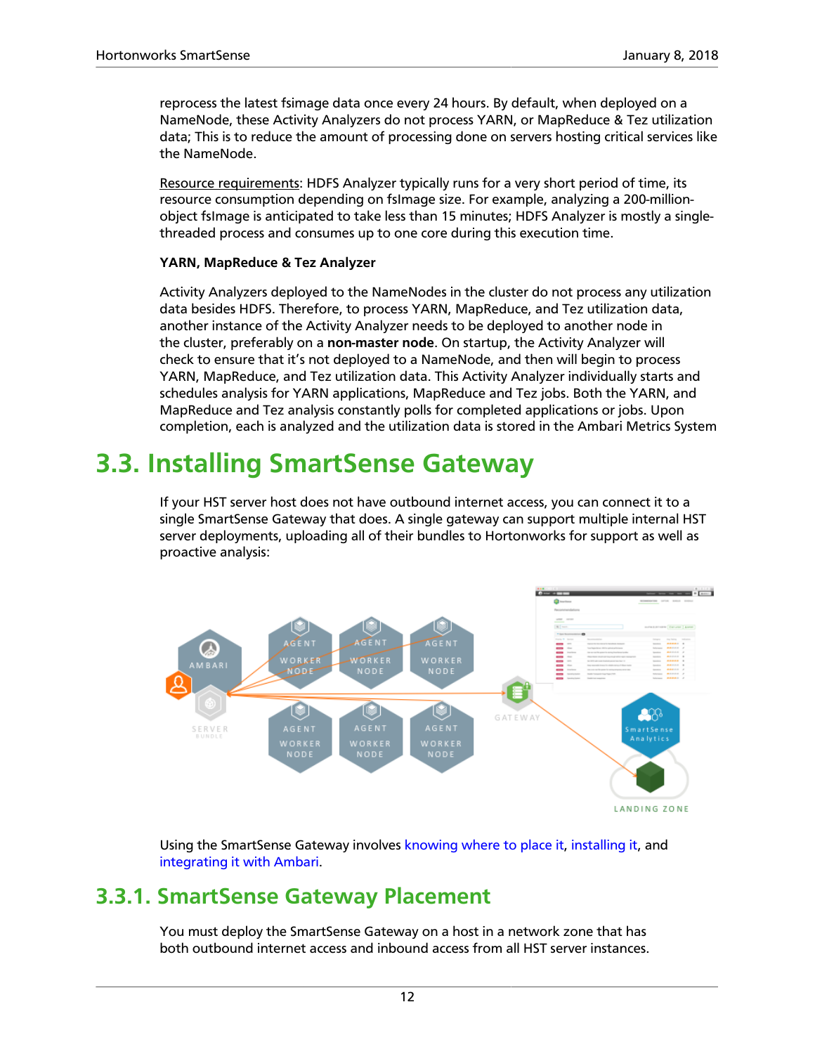reprocess the latest fsimage data once every 24 hours. By default, when deployed on a NameNode, these Activity Analyzers do not process YARN, or MapReduce & Tez utilization data; This is to reduce the amount of processing done on servers hosting critical services like the NameNode.

Resource requirements: HDFS Analyzer typically runs for a very short period of time, its resource consumption depending on fsImage size. For example, analyzing a 200-million-object fsImage is anticipated to take less than 15 minutes; HDFS Analyzer is mostly a single-threaded process and consumes up to one core during this execution time.

**YARN, MapReduce & Tez Analyzer**

Activity Analyzers deployed to the NameNodes in the cluster do not process any utilization data besides HDFS. Therefore, to process YARN, MapReduce, and Tez utilization data, another instance of the Activity Analyzer needs to be deployed to another node in the cluster, preferably on a **non-master node**. On startup, the Activity Analyzer will check to ensure that it's not deployed to a NameNode, and then will begin to process YARN, MapReduce, and Tez utilization data. This Activity Analyzer individually starts and schedules analysis for YARN applications, MapReduce and Tez jobs. Both the YARN, and MapReduce and Tez analysis constantly polls for completed applications or jobs. Upon completion, each is analyzed and the utilization data is stored in the Ambari Metrics System

# 3.3. Installing SmartSense Gateway

If your HST server host does not have outbound internet access, you can connect it to a single SmartSense Gateway that does. A single gateway can support multiple internal HST server deployments, uploading all of their bundles to Hortonworks for support as well as proactive analysis:

Using the SmartSense Gateway involves knowing where to place it, installing it, and integrating it with Ambari.

## 3.3.1. SmartSense Gateway Placement

You must deploy the SmartSense Gateway on a host in a network zone that has both outbound internet access and inbound access from all HST server instances.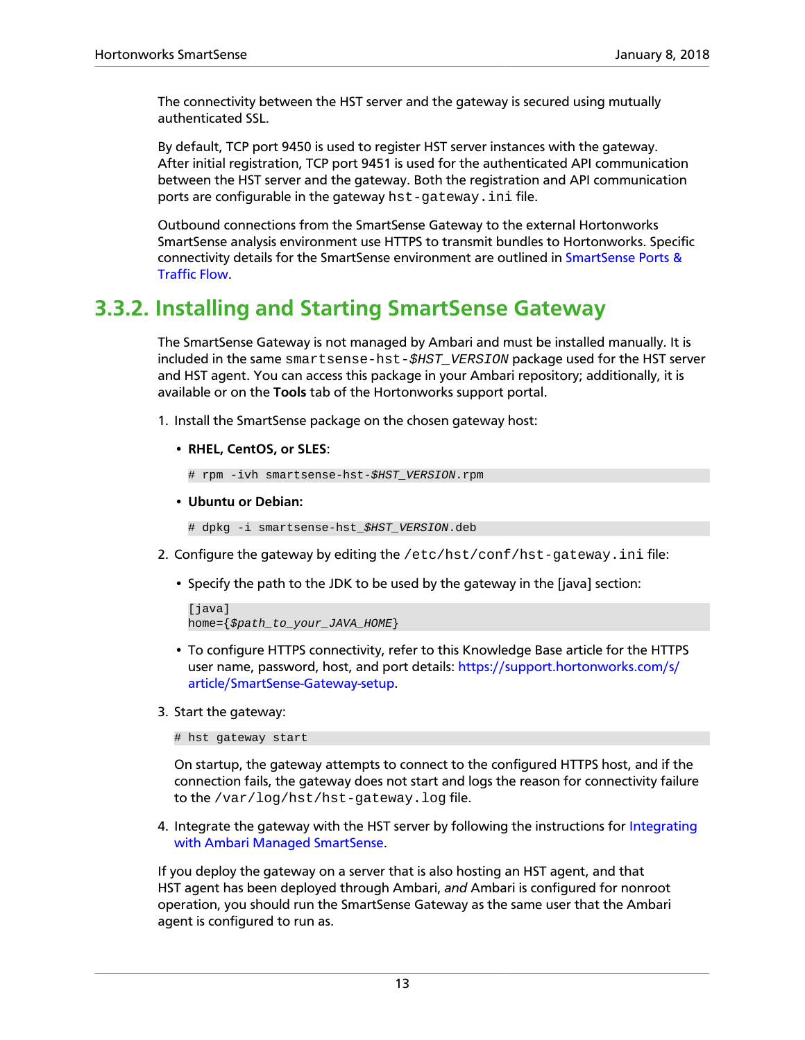The connectivity between the HST server and the gateway is secured using mutually authenticated SSL.

By default, TCP port 9450 is used to register HST server instances with the gateway. After initial registration, TCP port 9451 is used for the authenticated API communication between the HST server and the gateway. Both the registration and API communication ports are configurable in the gateway `hst-gateway.ini` file.

Outbound connections from the SmartSense Gateway to the external Hortonworks SmartSense analysis environment use HTTPS to transmit bundles to Hortonworks. Specific connectivity details for the SmartSense environment are outlined in SmartSense Ports & Traffic Flow.

## 3.3.2. Installing and Starting SmartSense Gateway

The SmartSense Gateway is not managed by Ambari and must be installed manually. It is included in the same `smartsense-hst-$HST_VERSION` package used for the HST server and HST agent. You can access this package in your Ambari repository; additionally, it is available or on the **Tools** tab of the Hortonworks support portal.

1. Install the SmartSense package on the chosen gateway host:

   - **RHEL, CentOS, or SLES**:

     ```
     # rpm -ivh smartsense-hst-$HST_VERSION.rpm
     ```

   - **Ubuntu or Debian:**

     ```
     # dpkg -i smartsense-hst_$HST_VERSION.deb
     ```

2. Configure the gateway by editing the `/etc/hst/conf/hst-gateway.ini` file:

   - Specify the path to the JDK to be used by the gateway in the [java] section:

     ```
     [java]
     home={$path_to_your_JAVA_HOME}
     ```

   - To configure HTTPS connectivity, refer to this Knowledge Base article for the HTTPS user name, password, host, and port details: https://support.hortonworks.com/s/article/SmartSense-Gateway-setup.

3. Start the gateway:

   ```
   # hst gateway start
   ```

   On startup, the gateway attempts to connect to the configured HTTPS host, and if the connection fails, the gateway does not start and logs the reason for connectivity failure to the `/var/log/hst/hst-gateway.log` file.

4. Integrate the gateway with the HST server by following the instructions for Integrating with Ambari Managed SmartSense.

If you deploy the gateway on a server that is also hosting an HST agent, and that HST agent has been deployed through Ambari, *and* Ambari is configured for nonroot operation, you should run the SmartSense Gateway as the same user that the Ambari agent is configured to run as.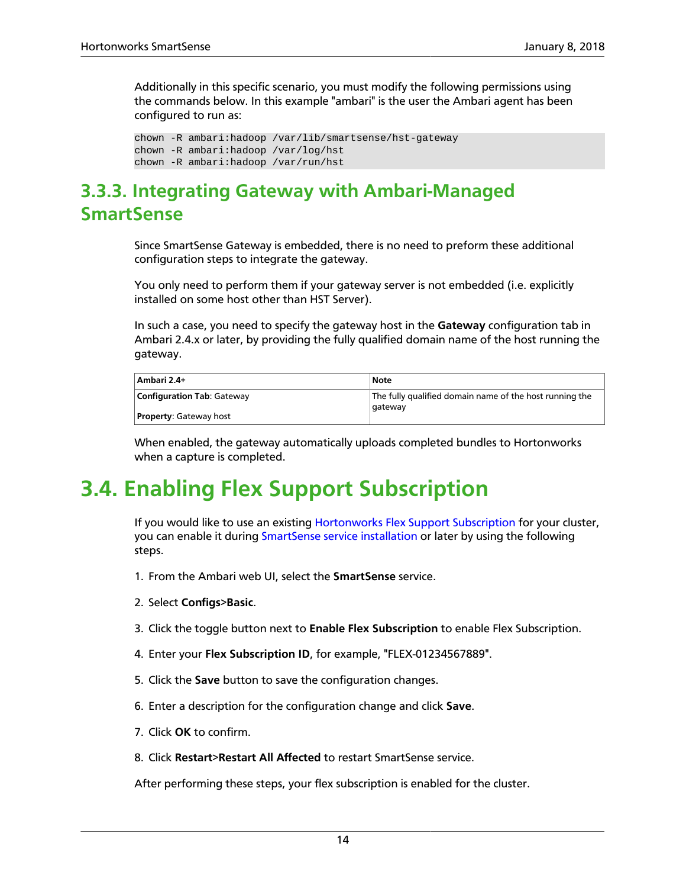Additionally in this specific scenario, you must modify the following permissions using the commands below. In this example "ambari" is the user the Ambari agent has been configured to run as:

```
chown -R ambari:hadoop /var/lib/smartsense/hst-gateway
chown -R ambari:hadoop /var/log/hst
chown -R ambari:hadoop /var/run/hst
```

### 3.3.3. Integrating Gateway with Ambari-Managed SmartSense

Since SmartSense Gateway is embedded, there is no need to preform these additional configuration steps to integrate the gateway.

You only need to perform them if your gateway server is not embedded (i.e. explicitly installed on some host other than HST Server).

In such a case, you need to specify the gateway host in the **Gateway** configuration tab in Ambari 2.4.x or later, by providing the fully qualified domain name of the host running the gateway.

| Ambari 2.4+ | Note |
|---|---|
| **Configuration Tab**: Gateway<br><br>**Property**: Gateway host | The fully qualified domain name of the host running the gateway |

When enabled, the gateway automatically uploads completed bundles to Hortonworks when a capture is completed.

## 3.4. Enabling Flex Support Subscription

If you would like to use an existing Hortonworks Flex Support Subscription for your cluster, you can enable it during SmartSense service installation or later by using the following steps.

1. From the Ambari web UI, select the **SmartSense** service.
2. Select **Configs>Basic**.
3. Click the toggle button next to **Enable Flex Subscription** to enable Flex Subscription.
4. Enter your **Flex Subscription ID**, for example, "FLEX-01234567889".
5. Click the **Save** button to save the configuration changes.
6. Enter a description for the configuration change and click **Save**.
7. Click **OK** to confirm.
8. Click **Restart>Restart All Affected** to restart SmartSense service.

After performing these steps, your flex subscription is enabled for the cluster.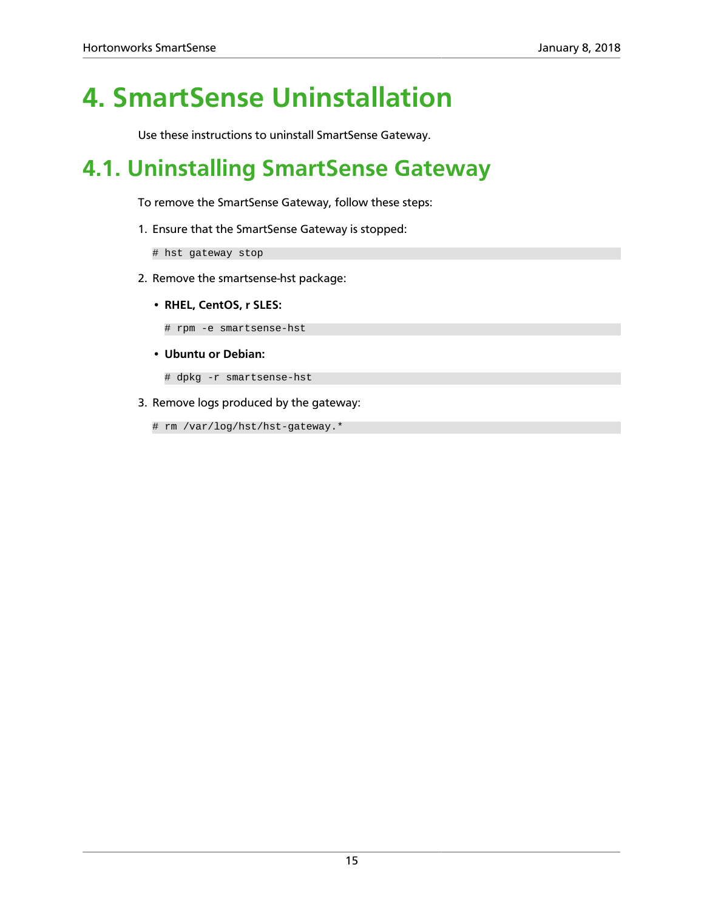# 4. SmartSense Uninstallation

Use these instructions to uninstall SmartSense Gateway.

## 4.1. Uninstalling SmartSense Gateway

To remove the SmartSense Gateway, follow these steps:

1. Ensure that the SmartSense Gateway is stopped:

```
# hst gateway stop
```

2. Remove the smartsense-hst package:

   - **RHEL, CentOS, r SLES:**

   ```
   # rpm -e smartsense-hst
   ```

   - **Ubuntu or Debian:**

   ```
   # dpkg -r smartsense-hst
   ```

3. Remove logs produced by the gateway:

```
# rm /var/log/hst/hst-gateway.*
```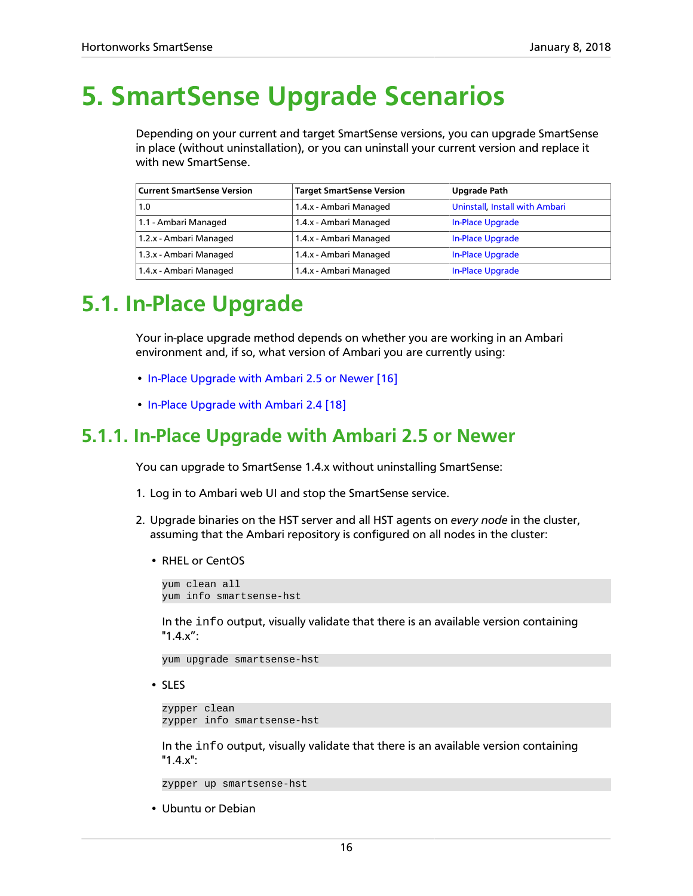# 5. SmartSense Upgrade Scenarios

Depending on your current and target SmartSense versions, you can upgrade SmartSense in place (without uninstallation), or you can uninstall your current version and replace it with new SmartSense.

| Current SmartSense Version | Target SmartSense Version | Upgrade Path |
|---|---|---|
| 1.0 | 1.4.x - Ambari Managed | Uninstall, Install with Ambari |
| 1.1 - Ambari Managed | 1.4.x - Ambari Managed | In-Place Upgrade |
| 1.2.x - Ambari Managed | 1.4.x - Ambari Managed | In-Place Upgrade |
| 1.3.x - Ambari Managed | 1.4.x - Ambari Managed | In-Place Upgrade |
| 1.4.x - Ambari Managed | 1.4.x - Ambari Managed | In-Place Upgrade |

## 5.1. In-Place Upgrade

Your in-place upgrade method depends on whether you are working in an Ambari environment and, if so, what version of Ambari you are currently using:

- In-Place Upgrade with Ambari 2.5 or Newer [16]
- In-Place Upgrade with Ambari 2.4 [18]

### 5.1.1. In-Place Upgrade with Ambari 2.5 or Newer

You can upgrade to SmartSense 1.4.x without uninstalling SmartSense:

1. Log in to Ambari web UI and stop the SmartSense service.
2. Upgrade binaries on the HST server and all HST agents on *every node* in the cluster, assuming that the Ambari repository is configured on all nodes in the cluster:

   - RHEL or CentOS

     ```
     yum clean all
     yum info smartsense-hst
     ```

     In the `info` output, visually validate that there is an available version containing "1.4.x”:

     ```
     yum upgrade smartsense-hst
     ```

   - SLES

     ```
     zypper clean
     zypper info smartsense-hst
     ```

     In the `info` output, visually validate that there is an available version containing "1.4.x":

     ```
     zypper up smartsense-hst
     ```

   - Ubuntu or Debian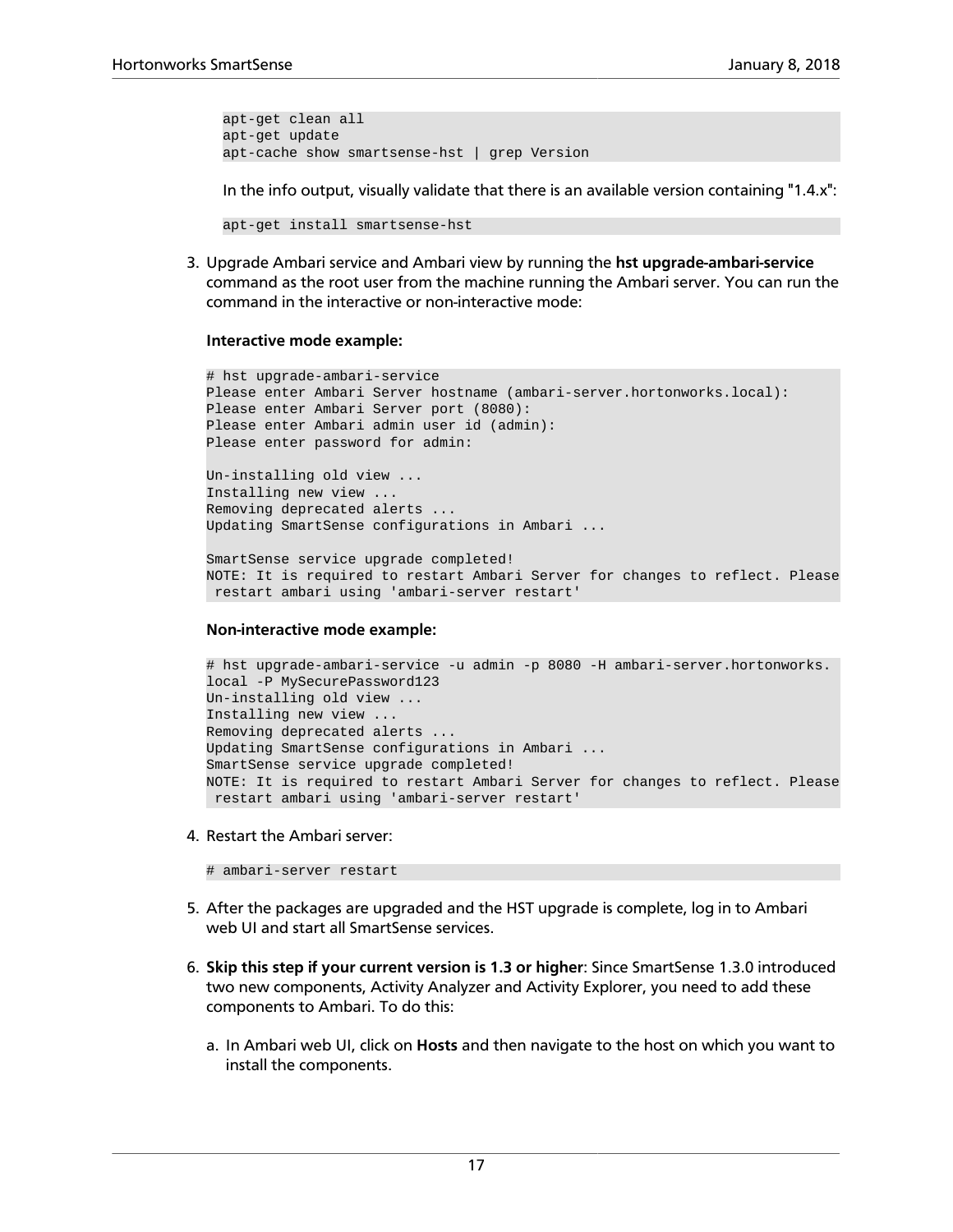```
apt-get clean all
apt-get update
apt-cache show smartsense-hst | grep Version
```

In the info output, visually validate that there is an available version containing "1.4.x":

```
apt-get install smartsense-hst
```

3. Upgrade Ambari service and Ambari view by running the **hst upgrade-ambari-service** command as the root user from the machine running the Ambari server. You can run the command in the interactive or non-interactive mode:

   **Interactive mode example:**

   ```
   # hst upgrade-ambari-service
   Please enter Ambari Server hostname (ambari-server.hortonworks.local):
   Please enter Ambari Server port (8080):
   Please enter Ambari admin user id (admin):
   Please enter password for admin:

   Un-installing old view ...
   Installing new view ...
   Removing deprecated alerts ...
   Updating SmartSense configurations in Ambari ...

   SmartSense service upgrade completed!
   NOTE: It is required to restart Ambari Server for changes to reflect. Please
    restart ambari using 'ambari-server restart'
   ```

   **Non-interactive mode example:**

   ```
   # hst upgrade-ambari-service -u admin -p 8080 -H ambari-server.hortonworks.
   local -P MySecurePassword123
   Un-installing old view ...
   Installing new view ...
   Removing deprecated alerts ...
   Updating SmartSense configurations in Ambari ...
   SmartSense service upgrade completed!
   NOTE: It is required to restart Ambari Server for changes to reflect. Please
    restart ambari using 'ambari-server restart'
   ```

4. Restart the Ambari server:

   ```
   # ambari-server restart
   ```

5. After the packages are upgraded and the HST upgrade is complete, log in to Ambari web UI and start all SmartSense services.

6. **Skip this step if your current version is 1.3 or higher**: Since SmartSense 1.3.0 introduced two new components, Activity Analyzer and Activity Explorer, you need to add these components to Ambari. To do this:

   a. In Ambari web UI, click on **Hosts** and then navigate to the host on which you want to install the components.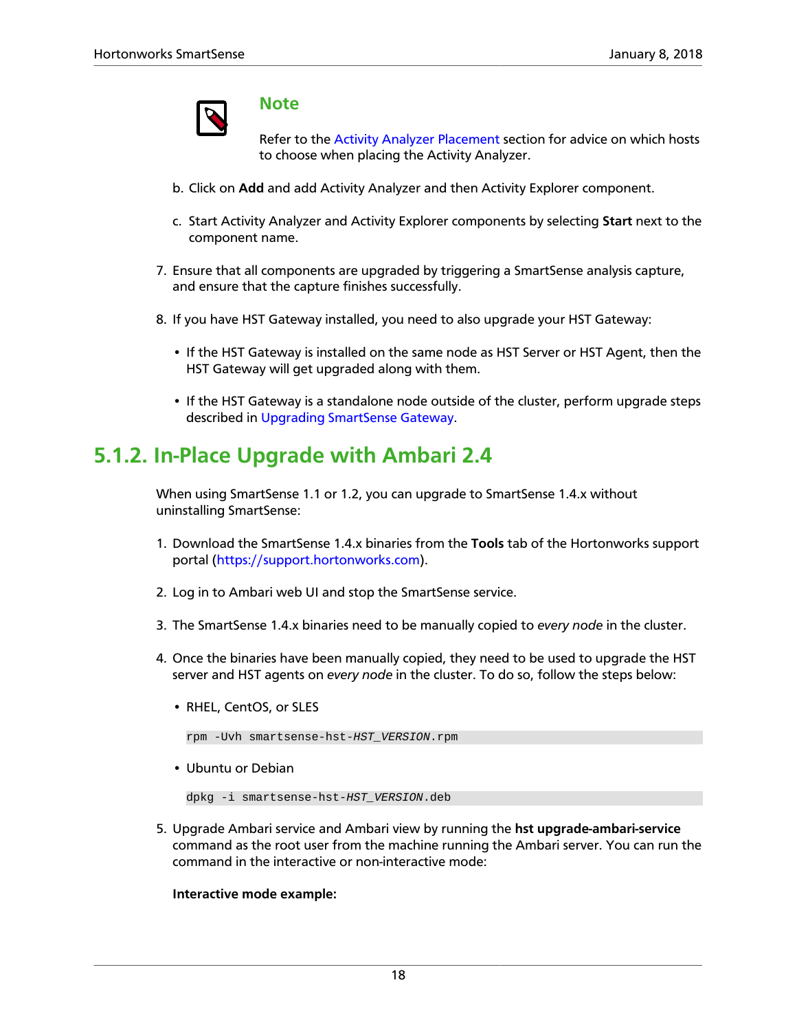> **Note**
>
> Refer to the Activity Analyzer Placement section for advice on which hosts to choose when placing the Activity Analyzer.

b. Click on **Add** and add Activity Analyzer and then Activity Explorer component.

c. Start Activity Analyzer and Activity Explorer components by selecting **Start** next to the component name.

7. Ensure that all components are upgraded by triggering a SmartSense analysis capture, and ensure that the capture finishes successfully.

8. If you have HST Gateway installed, you need to also upgrade your HST Gateway:

   - If the HST Gateway is installed on the same node as HST Server or HST Agent, then the HST Gateway will get upgraded along with them.

   - If the HST Gateway is a standalone node outside of the cluster, perform upgrade steps described in Upgrading SmartSense Gateway.

## 5.1.2. In-Place Upgrade with Ambari 2.4

When using SmartSense 1.1 or 1.2, you can upgrade to SmartSense 1.4.x without uninstalling SmartSense:

1. Download the SmartSense 1.4.x binaries from the **Tools** tab of the Hortonworks support portal (https://support.hortonworks.com).

2. Log in to Ambari web UI and stop the SmartSense service.

3. The SmartSense 1.4.x binaries need to be manually copied to *every node* in the cluster.

4. Once the binaries have been manually copied, they need to be used to upgrade the HST server and HST agents on *every node* in the cluster. To do so, follow the steps below:

   - RHEL, CentOS, or SLES

     ```
     rpm -Uvh smartsense-hst-HST_VERSION.rpm
     ```

   - Ubuntu or Debian

     ```
     dpkg -i smartsense-hst-HST_VERSION.deb
     ```

5. Upgrade Ambari service and Ambari view by running the **hst upgrade-ambari-service** command as the root user from the machine running the Ambari server. You can run the command in the interactive or non-interactive mode:

   **Interactive mode example:**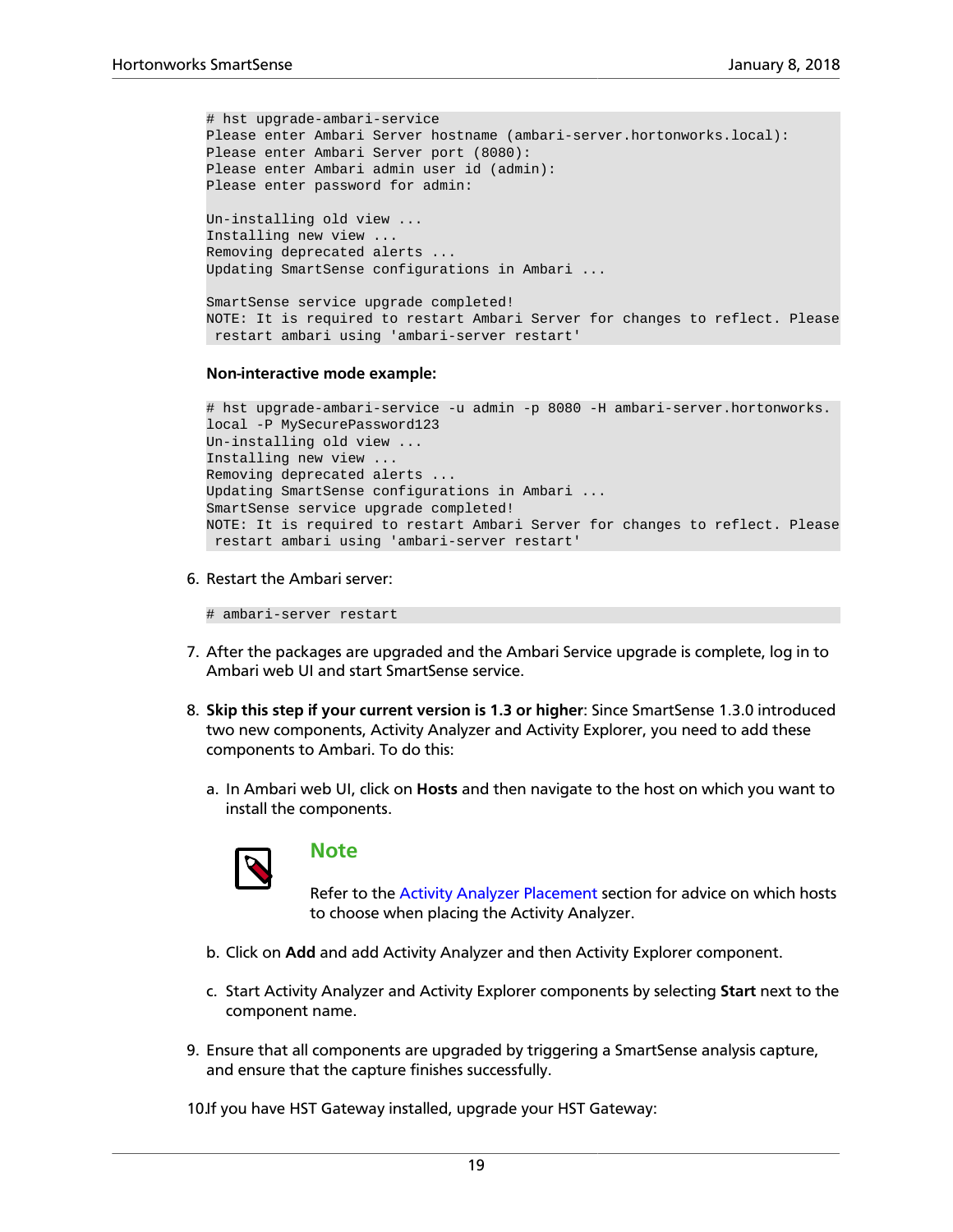```
# hst upgrade-ambari-service
Please enter Ambari Server hostname (ambari-server.hortonworks.local):
Please enter Ambari Server port (8080):
Please enter Ambari admin user id (admin):
Please enter password for admin:

Un-installing old view ...
Installing new view ...
Removing deprecated alerts ...
Updating SmartSense configurations in Ambari ...

SmartSense service upgrade completed!
NOTE: It is required to restart Ambari Server for changes to reflect. Please
 restart ambari using 'ambari-server restart'
```

**Non-interactive mode example:**

```
# hst upgrade-ambari-service -u admin -p 8080 -H ambari-server.hortonworks.
local -P MySecurePassword123
Un-installing old view ...
Installing new view ...
Removing deprecated alerts ...
Updating SmartSense configurations in Ambari ...
SmartSense service upgrade completed!
NOTE: It is required to restart Ambari Server for changes to reflect. Please
 restart ambari using 'ambari-server restart'
```

6. Restart the Ambari server:

```
# ambari-server restart
```

7. After the packages are upgraded and the Ambari Service upgrade is complete, log in to Ambari web UI and start SmartSense service.

8. **Skip this step if your current version is 1.3 or higher**: Since SmartSense 1.3.0 introduced two new components, Activity Analyzer and Activity Explorer, you need to add these components to Ambari. To do this:

   a. In Ambari web UI, click on **Hosts** and then navigate to the host on which you want to install the components.

   > **Note**
   >
   > Refer to the Activity Analyzer Placement section for advice on which hosts to choose when placing the Activity Analyzer.

   b. Click on **Add** and add Activity Analyzer and then Activity Explorer component.

   c. Start Activity Analyzer and Activity Explorer components by selecting **Start** next to the component name.

9. Ensure that all components are upgraded by triggering a SmartSense analysis capture, and ensure that the capture finishes successfully.

10. If you have HST Gateway installed, upgrade your HST Gateway: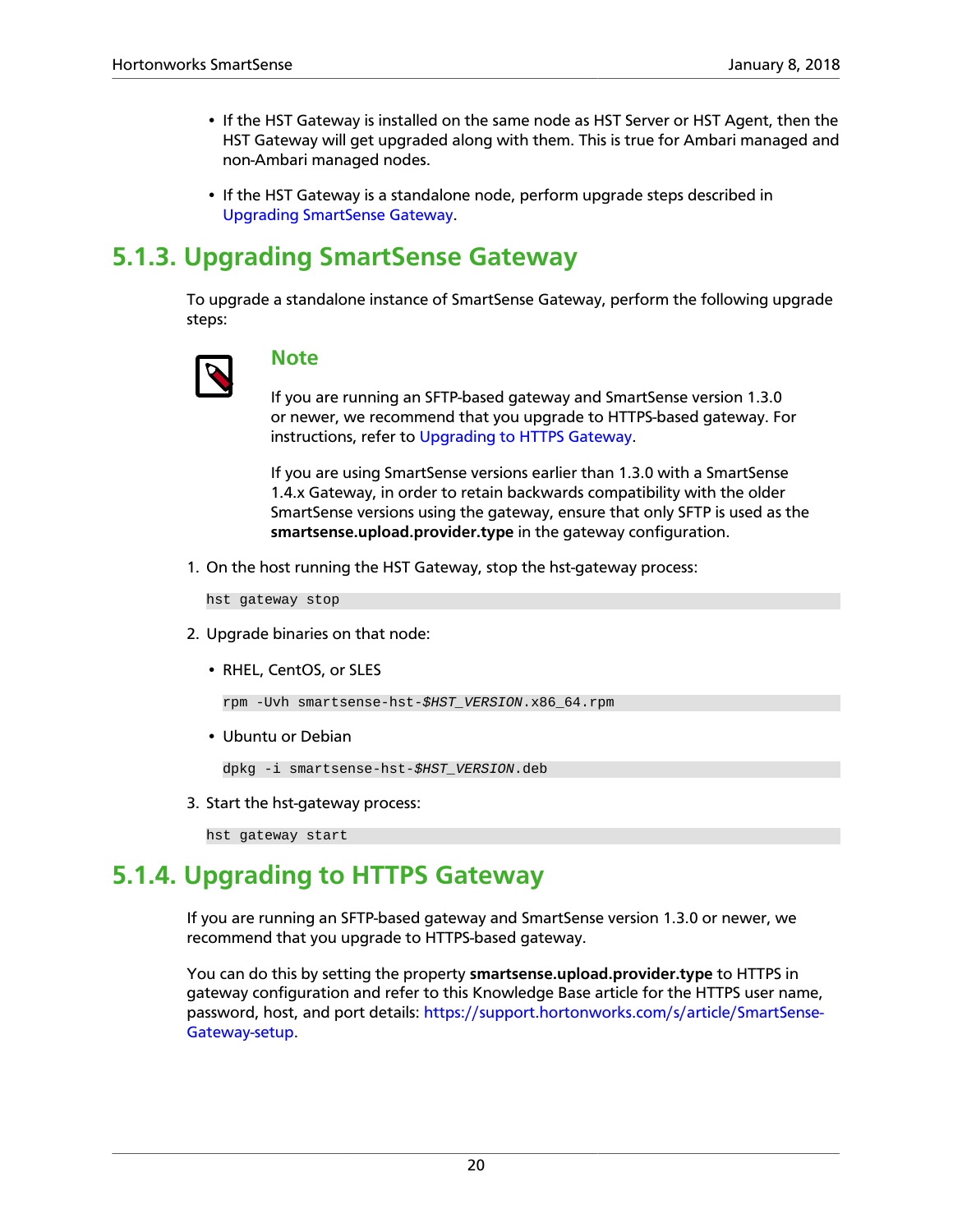- If the HST Gateway is installed on the same node as HST Server or HST Agent, then the HST Gateway will get upgraded along with them. This is true for Ambari managed and non-Ambari managed nodes.
- If the HST Gateway is a standalone node, perform upgrade steps described in Upgrading SmartSense Gateway.

## 5.1.3. Upgrading SmartSense Gateway

To upgrade a standalone instance of SmartSense Gateway, perform the following upgrade steps:

> **Note**
>
> If you are running an SFTP-based gateway and SmartSense version 1.3.0 or newer, we recommend that you upgrade to HTTPS-based gateway. For instructions, refer to Upgrading to HTTPS Gateway.
>
> If you are using SmartSense versions earlier than 1.3.0 with a SmartSense 1.4.x Gateway, in order to retain backwards compatibility with the older SmartSense versions using the gateway, ensure that only SFTP is used as the **smartsense.upload.provider.type** in the gateway configuration.

1. On the host running the HST Gateway, stop the hst-gateway process:

   ```
   hst gateway stop
   ```

2. Upgrade binaries on that node:

   - RHEL, CentOS, or SLES

     ```
     rpm -Uvh smartsense-hst-$HST_VERSION.x86_64.rpm
     ```

   - Ubuntu or Debian

     ```
     dpkg -i smartsense-hst-$HST_VERSION.deb
     ```

3. Start the hst-gateway process:

   ```
   hst gateway start
   ```

## 5.1.4. Upgrading to HTTPS Gateway

If you are running an SFTP-based gateway and SmartSense version 1.3.0 or newer, we recommend that you upgrade to HTTPS-based gateway.

You can do this by setting the property **smartsense.upload.provider.type** to HTTPS in gateway configuration and refer to this Knowledge Base article for the HTTPS user name, password, host, and port details: https://support.hortonworks.com/s/article/SmartSense-Gateway-setup.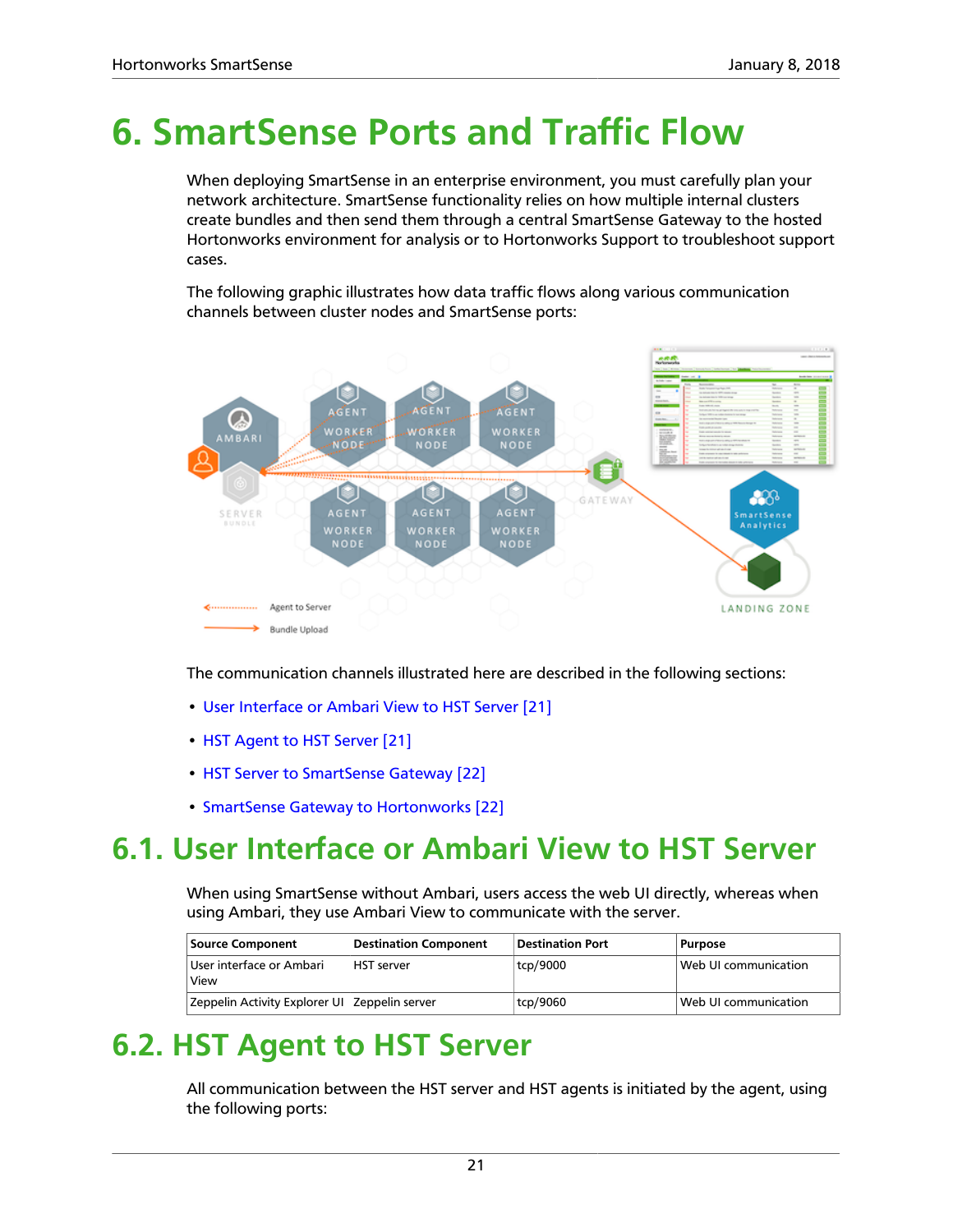# 6. SmartSense Ports and Traffic Flow

When deploying SmartSense in an enterprise environment, you must carefully plan your network architecture. SmartSense functionality relies on how multiple internal clusters create bundles and then send them through a central SmartSense Gateway to the hosted Hortonworks environment for analysis or to Hortonworks Support to troubleshoot support cases.

The following graphic illustrates how data traffic flows along various communication channels between cluster nodes and SmartSense ports:

The communication channels illustrated here are described in the following sections:

- User Interface or Ambari View to HST Server [21]
- HST Agent to HST Server [21]
- HST Server to SmartSense Gateway [22]
- SmartSense Gateway to Hortonworks [22]

## 6.1. User Interface or Ambari View to HST Server

When using SmartSense without Ambari, users access the web UI directly, whereas when using Ambari, they use Ambari View to communicate with the server.

| Source Component | Destination Component | Destination Port | Purpose |
|---|---|---|---|
| User interface or Ambari View | HST server | tcp/9000 | Web UI communication |
| Zeppelin Activity Explorer UI | Zeppelin server | tcp/9060 | Web UI communication |

## 6.2. HST Agent to HST Server

All communication between the HST server and HST agents is initiated by the agent, using the following ports: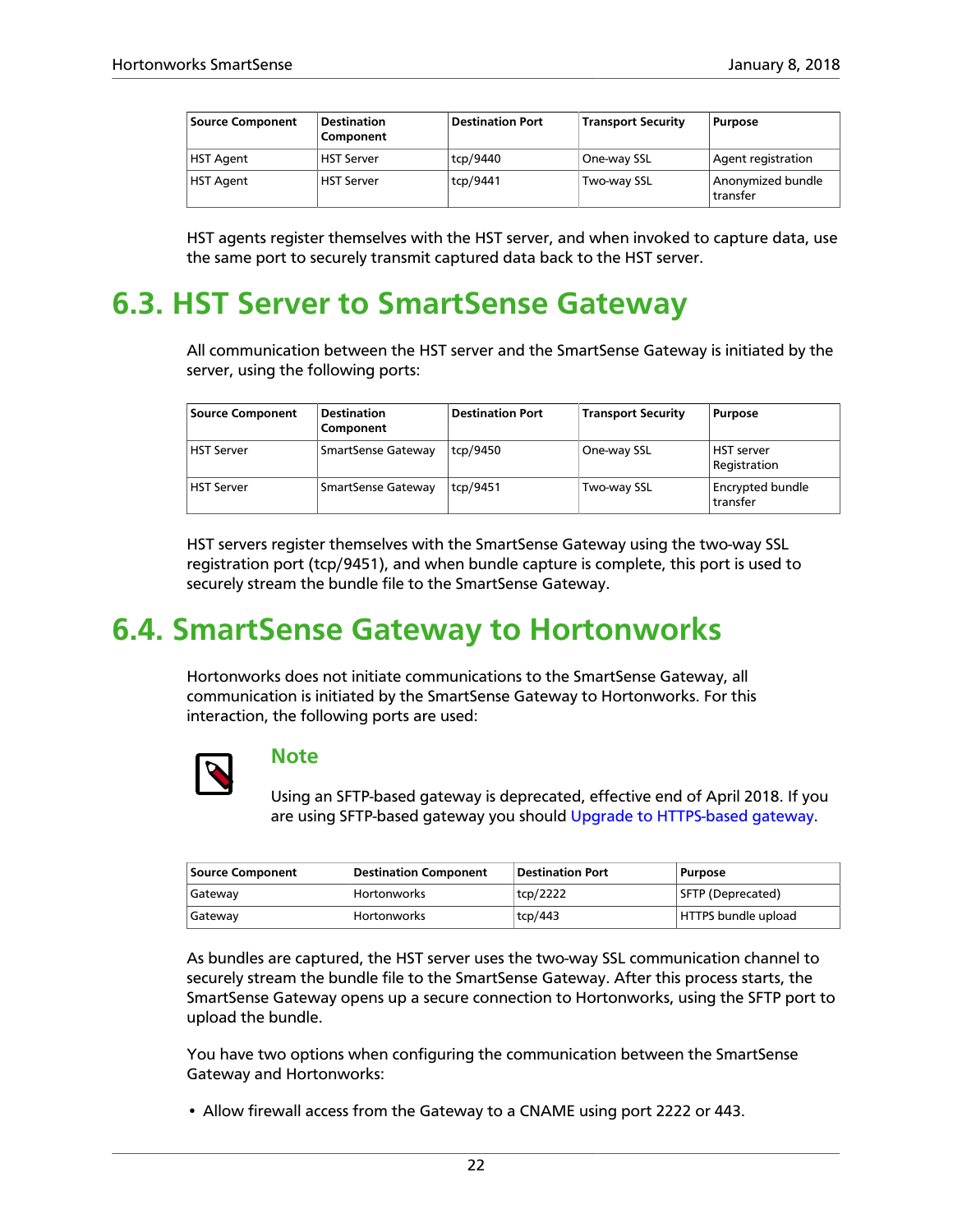| Source Component | Destination Component | Destination Port | Transport Security | Purpose |
| --- | --- | --- | --- | --- |
| HST Agent | HST Server | tcp/9440 | One-way SSL | Agent registration |
| HST Agent | HST Server | tcp/9441 | Two-way SSL | Anonymized bundle transfer |

HST agents register themselves with the HST server, and when invoked to capture data, use the same port to securely transmit captured data back to the HST server.

## 6.3. HST Server to SmartSense Gateway

All communication between the HST server and the SmartSense Gateway is initiated by the server, using the following ports:

| Source Component | Destination Component | Destination Port | Transport Security | Purpose |
| --- | --- | --- | --- | --- |
| HST Server | SmartSense Gateway | tcp/9450 | One-way SSL | HST server Registration |
| HST Server | SmartSense Gateway | tcp/9451 | Two-way SSL | Encrypted bundle transfer |

HST servers register themselves with the SmartSense Gateway using the two-way SSL registration port (tcp/9451), and when bundle capture is complete, this port is used to securely stream the bundle file to the SmartSense Gateway.

## 6.4. SmartSense Gateway to Hortonworks

Hortonworks does not initiate communications to the SmartSense Gateway, all communication is initiated by the SmartSense Gateway to Hortonworks. For this interaction, the following ports are used:

> **Note**
>
> Using an SFTP-based gateway is deprecated, effective end of April 2018. If you are using SFTP-based gateway you should Upgrade to HTTPS-based gateway.

| Source Component | Destination Component | Destination Port | Purpose |
| --- | --- | --- | --- |
| Gateway | Hortonworks | tcp/2222 | SFTP (Deprecated) |
| Gateway | Hortonworks | tcp/443 | HTTPS bundle upload |

As bundles are captured, the HST server uses the two-way SSL communication channel to securely stream the bundle file to the SmartSense Gateway. After this process starts, the SmartSense Gateway opens up a secure connection to Hortonworks, using the SFTP port to upload the bundle.

You have two options when configuring the communication between the SmartSense Gateway and Hortonworks:

- Allow firewall access from the Gateway to a CNAME using port 2222 or 443.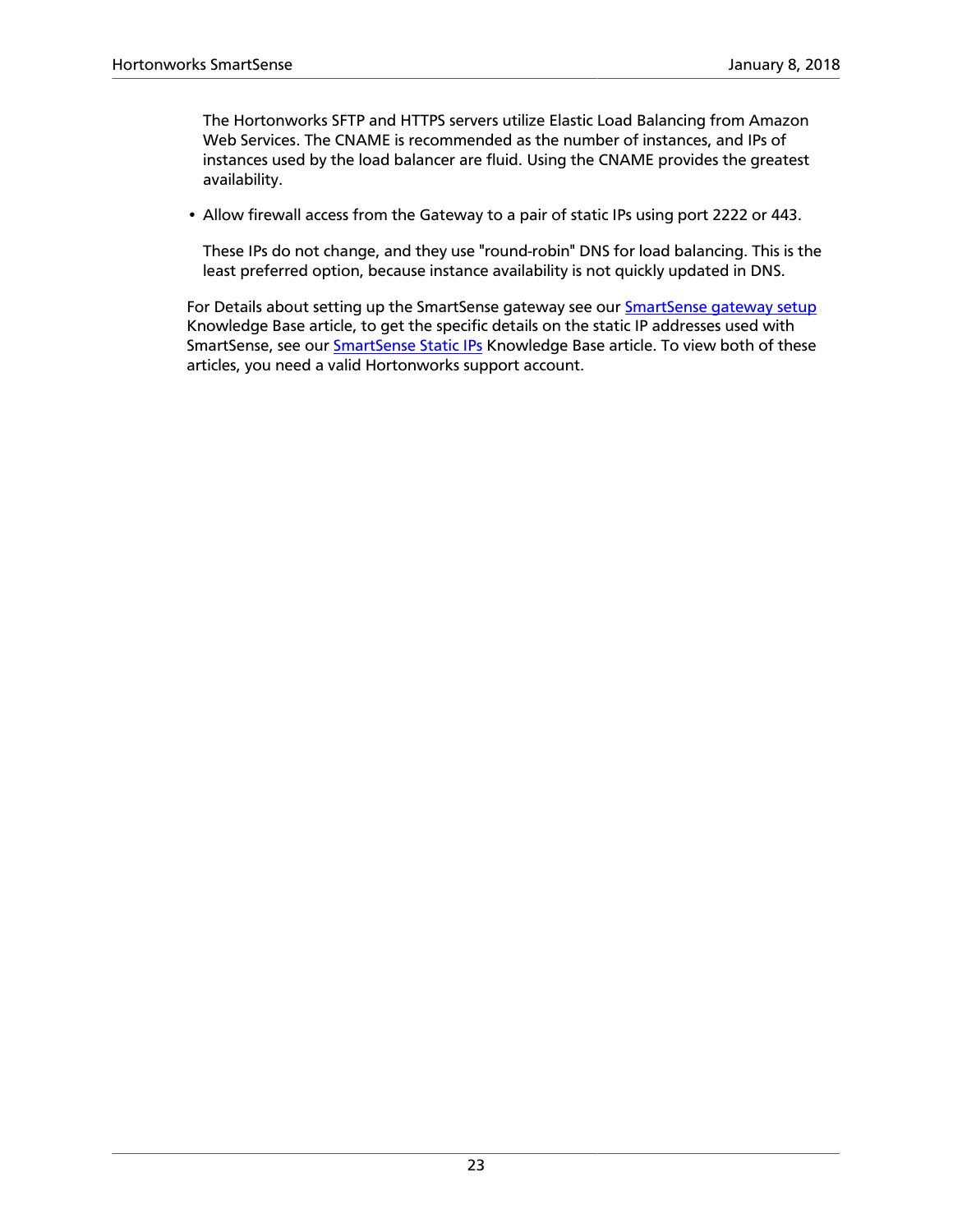The Hortonworks SFTP and HTTPS servers utilize Elastic Load Balancing from Amazon Web Services. The CNAME is recommended as the number of instances, and IPs of instances used by the load balancer are fluid. Using the CNAME provides the greatest availability.

- Allow firewall access from the Gateway to a pair of static IPs using port 2222 or 443.

  These IPs do not change, and they use "round-robin" DNS for load balancing. This is the least preferred option, because instance availability is not quickly updated in DNS.

For Details about setting up the SmartSense gateway see our SmartSense gateway setup Knowledge Base article, to get the specific details on the static IP addresses used with SmartSense, see our SmartSense Static IPs Knowledge Base article. To view both of these articles, you need a valid Hortonworks support account.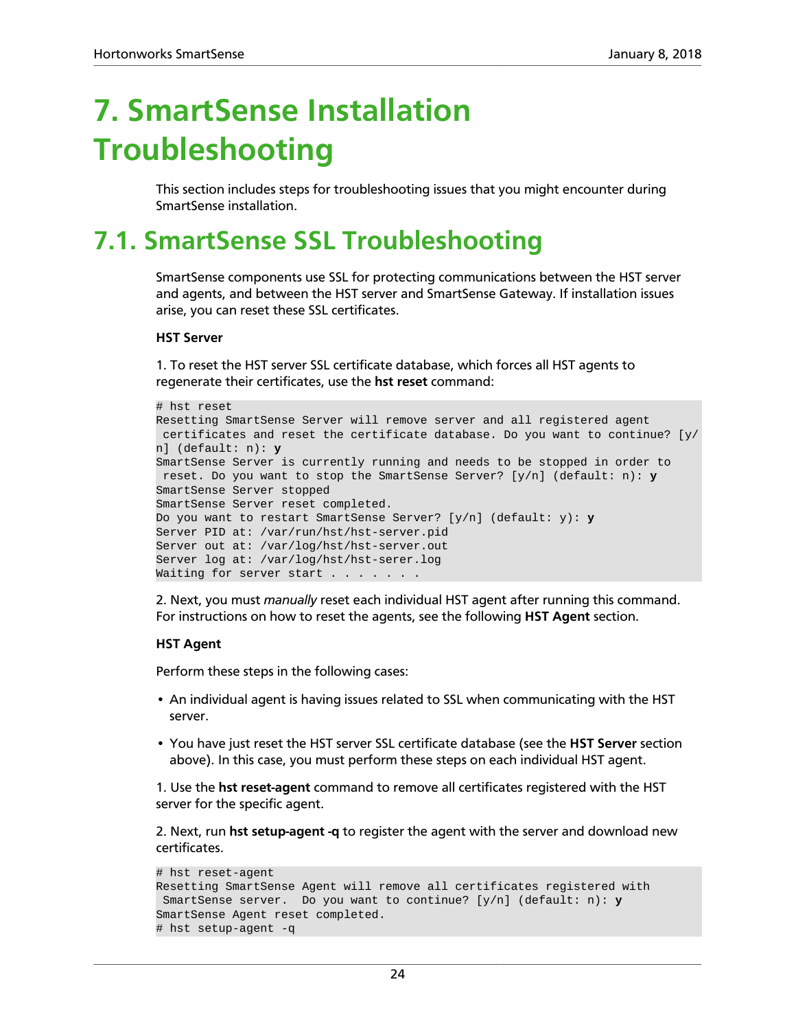# 7. SmartSense Installation Troubleshooting

This section includes steps for troubleshooting issues that you might encounter during SmartSense installation.

# 7.1. SmartSense SSL Troubleshooting

SmartSense components use SSL for protecting communications between the HST server and agents, and between the HST server and SmartSense Gateway. If installation issues arise, you can reset these SSL certificates.

**HST Server**

1. To reset the HST server SSL certificate database, which forces all HST agents to regenerate their certificates, use the **hst reset** command:

```
# hst reset
Resetting SmartSense Server will remove server and all registered agent
 certificates and reset the certificate database. Do you want to continue? [y/
n] (default: n): y
SmartSense Server is currently running and needs to be stopped in order to
 reset. Do you want to stop the SmartSense Server? [y/n] (default: n): y
SmartSense Server stopped
SmartSense Server reset completed.
Do you want to restart SmartSense Server? [y/n] (default: y): y
Server PID at: /var/run/hst/hst-server.pid
Server out at: /var/log/hst/hst-server.out
Server log at: /var/log/hst/hst-serer.log
Waiting for server start . . . . . . .
```

2. Next, you must *manually* reset each individual HST agent after running this command. For instructions on how to reset the agents, see the following **HST Agent** section.

**HST Agent**

Perform these steps in the following cases:

- An individual agent is having issues related to SSL when communicating with the HST server.
- You have just reset the HST server SSL certificate database (see the **HST Server** section above). In this case, you must perform these steps on each individual HST agent.

1. Use the **hst reset-agent** command to remove all certificates registered with the HST server for the specific agent.

2. Next, run **hst setup-agent -q** to register the agent with the server and download new certificates.

```
# hst reset-agent
Resetting SmartSense Agent will remove all certificates registered with
 SmartSense server.  Do you want to continue? [y/n] (default: n): y
SmartSense Agent reset completed.
# hst setup-agent -q
```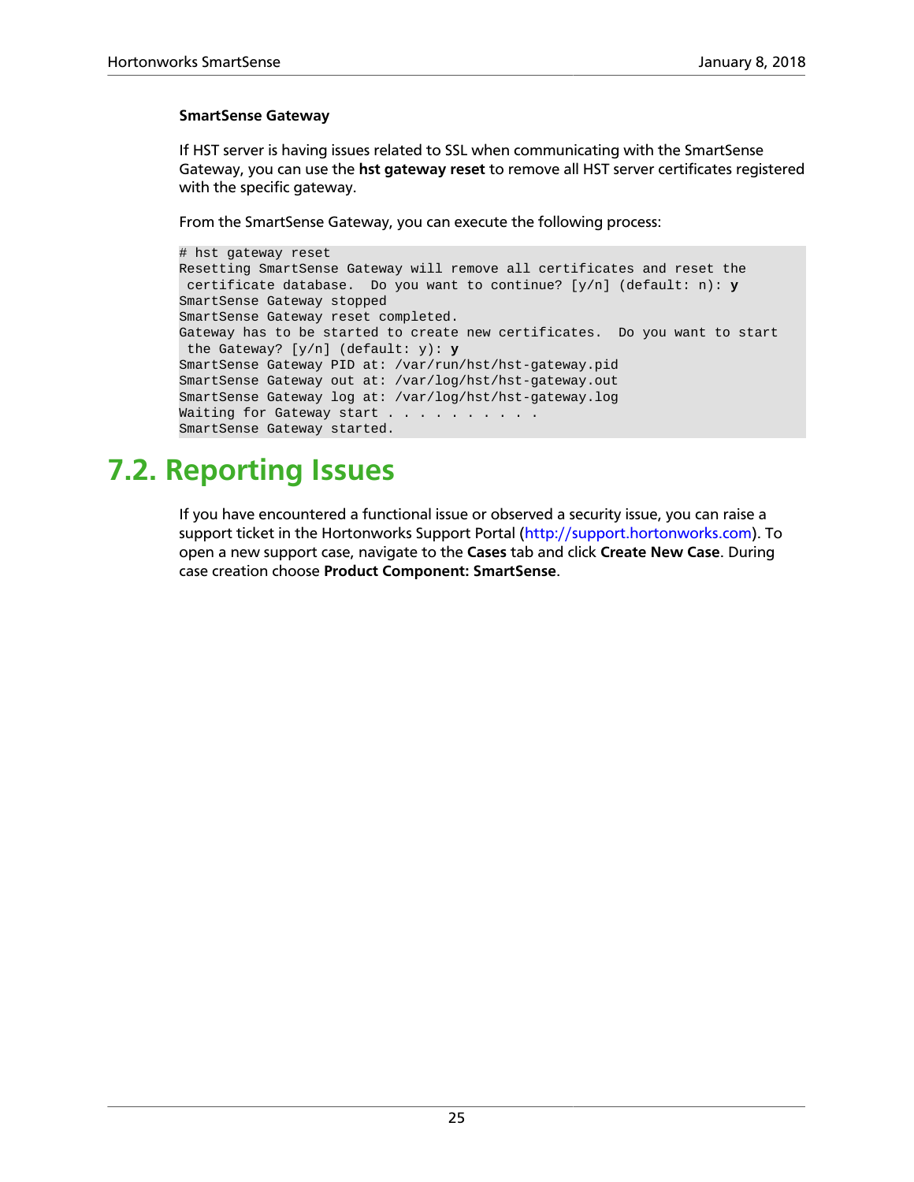#### SmartSense Gateway

If HST server is having issues related to SSL when communicating with the SmartSense Gateway, you can use the **hst gateway reset** to remove all HST server certificates registered with the specific gateway.

From the SmartSense Gateway, you can execute the following process:

```
# hst gateway reset
Resetting SmartSense Gateway will remove all certificates and reset the
 certificate database.  Do you want to continue? [y/n] (default: n): y
SmartSense Gateway stopped
SmartSense Gateway reset completed.
Gateway has to be started to create new certificates.  Do you want to start
 the Gateway? [y/n] (default: y): y
SmartSense Gateway PID at: /var/run/hst/hst-gateway.pid
SmartSense Gateway out at: /var/log/hst/hst-gateway.out
SmartSense Gateway log at: /var/log/hst/hst-gateway.log
Waiting for Gateway start . . . . . . . . . .
SmartSense Gateway started.
```

## 7.2. Reporting Issues

If you have encountered a functional issue or observed a security issue, you can raise a support ticket in the Hortonworks Support Portal (http://support.hortonworks.com). To open a new support case, navigate to the **Cases** tab and click **Create New Case**. During case creation choose **Product Component: SmartSense**.